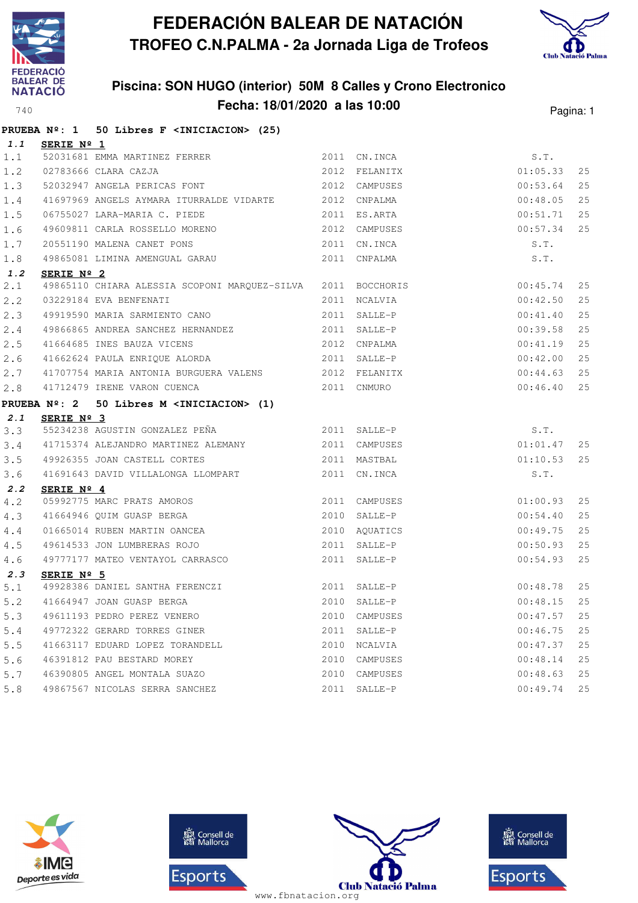# FEDERACIÓN BALEAR DE NATACIÓN

## TROFEO C.N.PALMA - 2a Jornada Liga de Trofeos

### Piscina: SON HUGO (interior) 50M 8 Calles y Crono Electronico

### Fecha: 18/01/2020 a las 10:00

740

**PRUEBA Nº: 1 50 Libres F <INICIACION> (25)**

***1.1*** **SERIE Nº 1**

| | Licencia | Nombre | Año | Club | Tiempo | |
|---|---|---|---|---|---|---|
| 1.1 | 52031681 | EMMA MARTINEZ FERRER | 2011 | CN.INCA | S.T. | |
| 1.2 | 02783666 | CLARA CAZJA | 2012 | FELANITX | 01:05.33 | 25 |
| 1.3 | 52032947 | ANGELA PERICAS FONT | 2012 | CAMPUSES | 00:53.64 | 25 |
| 1.4 | 41697969 | ANGELS AYMARA ITURRALDE VIDARTE | 2012 | CNPALMA | 00:48.05 | 25 |
| 1.5 | 06755027 | LARA-MARIA C. PIEDE | 2011 | ES.ARTA | 00:51.71 | 25 |
| 1.6 | 49609811 | CARLA ROSSELLO MORENO | 2012 | CAMPUSES | 00:57.34 | 25 |
| 1.7 | 20551190 | MALENA CANET PONS | 2011 | CN.INCA | S.T. | |
| 1.8 | 49865081 | LIMINA AMENGUAL GARAU | 2011 | CNPALMA | S.T. | |

***1.2*** **SERIE Nº 2**

| | Licencia | Nombre | Año | Club | Tiempo | |
|---|---|---|---|---|---|---|
| 2.1 | 49865110 | CHIARA ALESSIA SCOPONI MARQUEZ-SILVA | 2011 | BOCCHORIS | 00:45.74 | 25 |
| 2.2 | 03229184 | EVA BENFENATI | 2011 | NCALVIA | 00:42.50 | 25 |
| 2.3 | 49919590 | MARIA SARMIENTO CANO | 2011 | SALLE-P | 00:41.40 | 25 |
| 2.4 | 49866865 | ANDREA SANCHEZ HERNANDEZ | 2011 | SALLE-P | 00:39.58 | 25 |
| 2.5 | 41664685 | INES BAUZA VICENS | 2012 | CNPALMA | 00:41.19 | 25 |
| 2.6 | 41662624 | PAULA ENRIQUE ALORDA | 2011 | SALLE-P | 00:42.00 | 25 |
| 2.7 | 41707754 | MARIA ANTONIA BURGUERA VALENS | 2012 | FELANITX | 00:44.63 | 25 |
| 2.8 | 41712479 | IRENE VARON CUENCA | 2011 | CNMURO | 00:46.40 | 25 |

**PRUEBA Nº: 2 50 Libres M <INICIACION> (1)**

***2.1*** **SERIE Nº 3**

| | Licencia | Nombre | Año | Club | Tiempo | |
|---|---|---|---|---|---|---|
| 3.3 | 55234238 | AGUSTIN GONZALEZ PEÑA | 2011 | SALLE-P | S.T. | |
| 3.4 | 41715374 | ALEJANDRO MARTINEZ ALEMANY | 2011 | CAMPUSES | 01:01.47 | 25 |
| 3.5 | 49926355 | JOAN CASTELL CORTES | 2011 | MASTBAL | 01:10.53 | 25 |
| 3.6 | 41691643 | DAVID VILLALONGA LLOMPART | 2011 | CN.INCA | S.T. | |

***2.2*** **SERIE Nº 4**

| | Licencia | Nombre | Año | Club | Tiempo | |
|---|---|---|---|---|---|---|
| 4.2 | 05992775 | MARC PRATS AMOROS | 2011 | CAMPUSES | 01:00.93 | 25 |
| 4.3 | 41664946 | QUIM GUASP BERGA | 2010 | SALLE-P | 00:54.40 | 25 |
| 4.4 | 01665014 | RUBEN MARTIN OANCEA | 2010 | AQUATICS | 00:49.75 | 25 |
| 4.5 | 49614533 | JON LUMBRERAS ROJO | 2011 | SALLE-P | 00:50.93 | 25 |
| 4.6 | 49777177 | MATEO VENTAYOL CARRASCO | 2011 | SALLE-P | 00:54.93 | 25 |

***2.3*** **SERIE Nº 5**

| | Licencia | Nombre | Año | Club | Tiempo | |
|---|---|---|---|---|---|---|
| 5.1 | 49928386 | DANIEL SANTHA FERENCZI | 2011 | SALLE-P | 00:48.78 | 25 |
| 5.2 | 41664947 | JOAN GUASP BERGA | 2010 | SALLE-P | 00:48.15 | 25 |
| 5.3 | 49611193 | PEDRO PEREZ VENERO | 2010 | CAMPUSES | 00:47.57 | 25 |
| 5.4 | 49772322 | GERARD TORRES GINER | 2011 | SALLE-P | 00:46.75 | 25 |
| 5.5 | 41663117 | EDUARD LOPEZ TORANDELL | 2010 | NCALVIA | 00:47.37 | 25 |
| 5.6 | 46391812 | PAU BESTARD MOREY | 2010 | CAMPUSES | 00:48.14 | 25 |
| 5.7 | 46390805 | ANGEL MONTALA SUAZO | 2010 | CAMPUSES | 00:48.63 | 25 |
| 5.8 | 49867567 | NICOLAS SERRA SANCHEZ | 2011 | SALLE-P | 00:49.74 | 25 |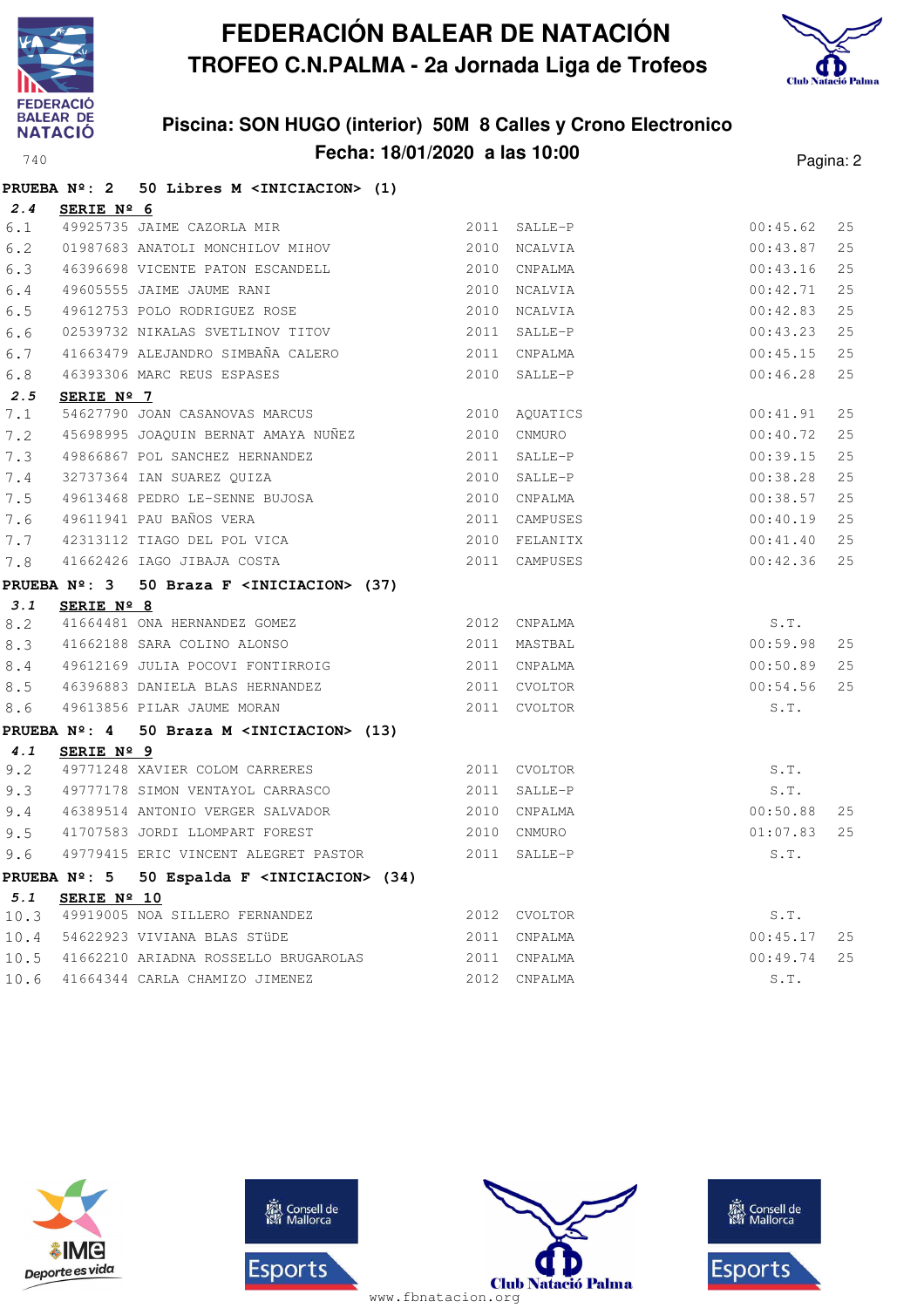# FEDERACIÓN BALEAR DE NATACIÓN

## TROFEO C.N.PALMA - 2a Jornada Liga de Trofeos

### Piscina: SON HUGO (interior) 50M 8 Calles y Crono Electronico

### Fecha: 18/01/2020 a las 10:00

**PRUEBA Nº: 2 50 Libres M <INICIACION> (1)**

**2.4 SERIE Nº 6**

| | | | | | | |
|---|---|---|---|---|---|---|
| 6.1 | 49925735 | JAIME CAZORLA MIR | 2011 | SALLE-P | 00:45.62 | 25 |
| 6.2 | 01987683 | ANATOLI MONCHILOV MIHOV | 2010 | NCALVIA | 00:43.87 | 25 |
| 6.3 | 46396698 | VICENTE PATON ESCANDELL | 2010 | CNPALMA | 00:43.16 | 25 |
| 6.4 | 49605555 | JAIME JAUME RANI | 2010 | NCALVIA | 00:42.71 | 25 |
| 6.5 | 49612753 | POLO RODRIGUEZ ROSE | 2010 | NCALVIA | 00:42.83 | 25 |
| 6.6 | 02539732 | NIKALAS SVETLINOV TITOV | 2011 | SALLE-P | 00:43.23 | 25 |
| 6.7 | 41663479 | ALEJANDRO SIMBAÑA CALERO | 2011 | CNPALMA | 00:45.15 | 25 |
| 6.8 | 46393306 | MARC REUS ESPASES | 2010 | SALLE-P | 00:46.28 | 25 |

**2.5 SERIE Nº 7**

| | | | | | | |
|---|---|---|---|---|---|---|
| 7.1 | 54627790 | JOAN CASANOVAS MARCUS | 2010 | AQUATICS | 00:41.91 | 25 |
| 7.2 | 45698995 | JOAQUIN BERNAT AMAYA NUÑEZ | 2010 | CNMURO | 00:40.72 | 25 |
| 7.3 | 49866867 | POL SANCHEZ HERNANDEZ | 2011 | SALLE-P | 00:39.15 | 25 |
| 7.4 | 32737364 | IAN SUAREZ QUIZA | 2010 | SALLE-P | 00:38.28 | 25 |
| 7.5 | 49613468 | PEDRO LE-SENNE BUJOSA | 2010 | CNPALMA | 00:38.57 | 25 |
| 7.6 | 49611941 | PAU BAÑOS VERA | 2011 | CAMPUSES | 00:40.19 | 25 |
| 7.7 | 42313112 | TIAGO DEL POL VICA | 2010 | FELANITX | 00:41.40 | 25 |
| 7.8 | 41662426 | IAGO JIBAJA COSTA | 2011 | CAMPUSES | 00:42.36 | 25 |

**PRUEBA Nº: 3 50 Braza F <INICIACION> (37)**

**3.1 SERIE Nº 8**

| | | | | | | |
|---|---|---|---|---|---|---|
| 8.2 | 41664481 | ONA HERNANDEZ GOMEZ | 2012 | CNPALMA | S.T. | |
| 8.3 | 41662188 | SARA COLINO ALONSO | 2011 | MASTBAL | 00:59.98 | 25 |
| 8.4 | 49612169 | JULIA POCOVI FONTIRROIG | 2011 | CNPALMA | 00:50.89 | 25 |
| 8.5 | 46396883 | DANIELA BLAS HERNANDEZ | 2011 | CVOLTOR | 00:54.56 | 25 |
| 8.6 | 49613856 | PILAR JAUME MORAN | 2011 | CVOLTOR | S.T. | |

**PRUEBA Nº: 4 50 Braza M <INICIACION> (13)**

**4.1 SERIE Nº 9**

| | | | | | | |
|---|---|---|---|---|---|---|
| 9.2 | 49771248 | XAVIER COLOM CARRERES | 2011 | CVOLTOR | S.T. | |
| 9.3 | 49777178 | SIMON VENTAYOL CARRASCO | 2011 | SALLE-P | S.T. | |
| 9.4 | 46389514 | ANTONIO VERGER SALVADOR | 2010 | CNPALMA | 00:50.88 | 25 |
| 9.5 | 41707583 | JORDI LLOMPART FOREST | 2010 | CNMURO | 01:07.83 | 25 |
| 9.6 | 49779415 | ERIC VINCENT ALEGRET PASTOR | 2011 | SALLE-P | S.T. | |

**PRUEBA Nº: 5 50 Espalda F <INICIACION> (34)**

**5.1 SERIE Nº 10**

| | | | | | | |
|---|---|---|---|---|---|---|
| 10.3 | 49919005 | NOA SILLERO FERNANDEZ | 2012 | CVOLTOR | S.T. | |
| 10.4 | 54622923 | VIVIANA BLAS STÜDE | 2011 | CNPALMA | 00:45.17 | 25 |
| 10.5 | 41662210 | ARIADNA ROSSELLO BRUGAROLAS | 2011 | CNPALMA | 00:49.74 | 25 |
| 10.6 | 41664344 | CARLA CHAMIZO JIMENEZ | 2012 | CNPALMA | S.T. | |

www.fbnatacion.org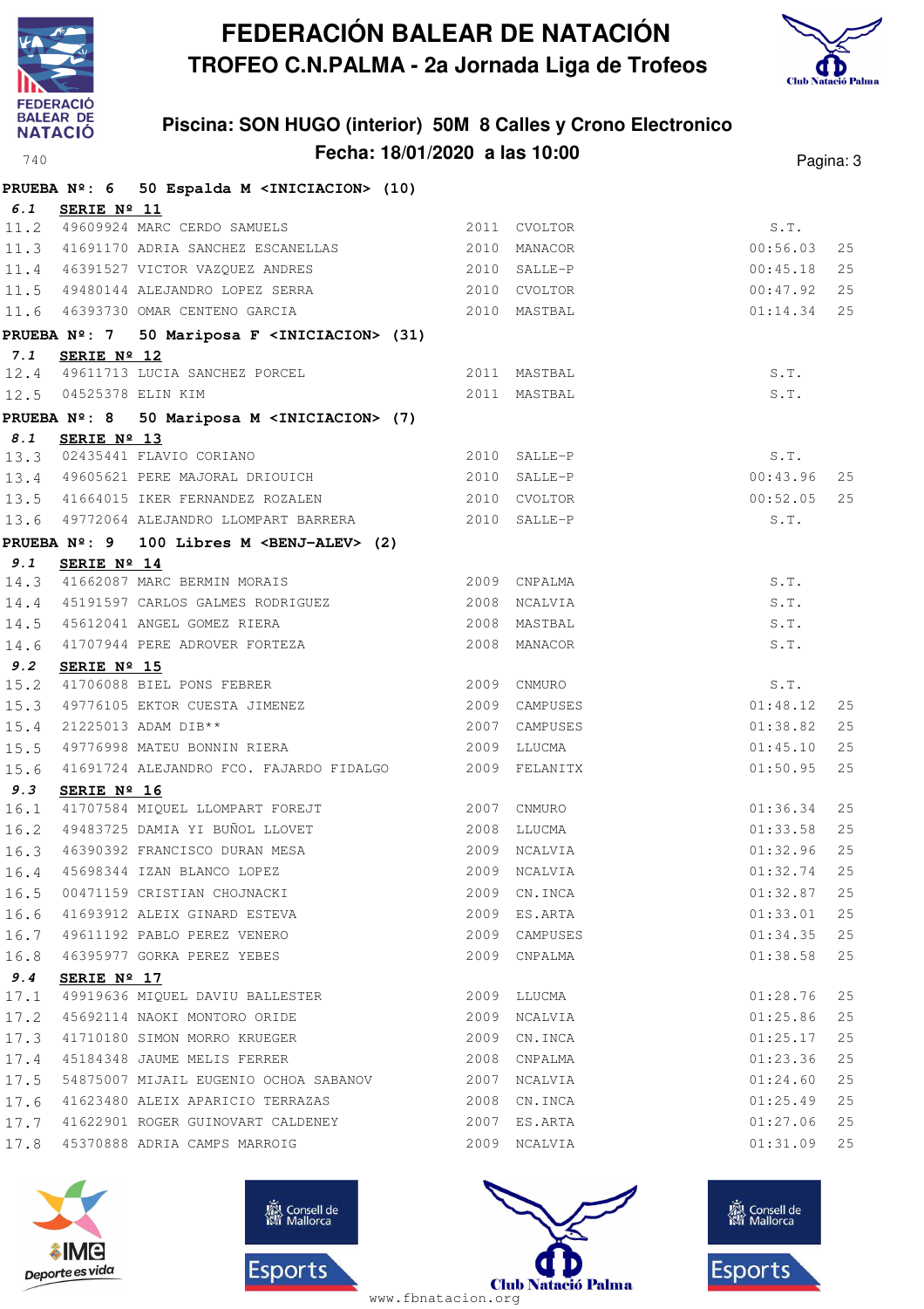# FEDERACIÓN BALEAR DE NATACIÓN

## TROFEO C.N.PALMA - 2a Jornada Liga de Trofeos

### Piscina: SON HUGO (interior) 50M 8 Calles y Crono Electronico
### Fecha: 18/01/2020 a las 10:00

**PRUEBA Nº: 6 50 Espalda M <INICIACION> (10)**

**6.1 SERIE Nº 11**

| | | | | | | |
|---|---|---|---|---|---|---|
| 11.2 | 49609924 | MARC CERDO SAMUELS | 2011 | CVOLTOR | S.T. | |
| 11.3 | 41691170 | ADRIA SANCHEZ ESCANELLAS | 2010 | MANACOR | 00:56.03 | 25 |
| 11.4 | 46391527 | VICTOR VAZQUEZ ANDRES | 2010 | SALLE-P | 00:45.18 | 25 |
| 11.5 | 49480144 | ALEJANDRO LOPEZ SERRA | 2010 | CVOLTOR | 00:47.92 | 25 |
| 11.6 | 46393730 | OMAR CENTENO GARCIA | 2010 | MASTBAL | 01:14.34 | 25 |

**PRUEBA Nº: 7 50 Mariposa F <INICIACION> (31)**

**7.1 SERIE Nº 12**

| | | | | | | |
|---|---|---|---|---|---|---|
| 12.4 | 49611713 | LUCIA SANCHEZ PORCEL | 2011 | MASTBAL | S.T. | |
| 12.5 | 04525378 | ELIN KIM | 2011 | MASTBAL | S.T. | |

**PRUEBA Nº: 8 50 Mariposa M <INICIACION> (7)**

**8.1 SERIE Nº 13**

| | | | | | | |
|---|---|---|---|---|---|---|
| 13.3 | 02435441 | FLAVIO CORIANO | 2010 | SALLE-P | S.T. | |
| 13.4 | 49605621 | PERE MAJORAL DRIOUICH | 2010 | SALLE-P | 00:43.96 | 25 |
| 13.5 | 41664015 | IKER FERNANDEZ ROZALEN | 2010 | CVOLTOR | 00:52.05 | 25 |
| 13.6 | 49772064 | ALEJANDRO LLOMPART BARRERA | 2010 | SALLE-P | S.T. | |

**PRUEBA Nº: 9 100 Libres M <BENJ-ALEV> (2)**

**9.1 SERIE Nº 14**

| | | | | | | |
|---|---|---|---|---|---|---|
| 14.3 | 41662087 | MARC BERMIN MORAIS | 2009 | CNPALMA | S.T. | |
| 14.4 | 45191597 | CARLOS GALMES RODRIGUEZ | 2008 | NCALVIA | S.T. | |
| 14.5 | 45612041 | ANGEL GOMEZ RIERA | 2008 | MASTBAL | S.T. | |
| 14.6 | 41707944 | PERE ADROVER FORTEZA | 2008 | MANACOR | S.T. | |

**9.2 SERIE Nº 15**

| | | | | | | |
|---|---|---|---|---|---|---|
| 15.2 | 41706088 | BIEL PONS FEBRER | 2009 | CNMURO | S.T. | |
| 15.3 | 49776105 | EKTOR CUESTA JIMENEZ | 2009 | CAMPUSES | 01:48.12 | 25 |
| 15.4 | 21225013 | ADAM DIB** | 2007 | CAMPUSES | 01:38.82 | 25 |
| 15.5 | 49776998 | MATEU BONNIN RIERA | 2009 | LLUCMA | 01:45.10 | 25 |
| 15.6 | 41691724 | ALEJANDRO FCO. FAJARDO FIDALGO | 2009 | FELANITX | 01:50.95 | 25 |

**9.3 SERIE Nº 16**

| | | | | | | |
|---|---|---|---|---|---|---|
| 16.1 | 41707584 | MIQUEL LLOMPART FOREJT | 2007 | CNMURO | 01:36.34 | 25 |
| 16.2 | 49483725 | DAMIA YI BUÑOL LLOVET | 2008 | LLUCMA | 01:33.58 | 25 |
| 16.3 | 46390392 | FRANCISCO DURAN MESA | 2009 | NCALVIA | 01:32.96 | 25 |
| 16.4 | 45698344 | IZAN BLANCO LOPEZ | 2009 | NCALVIA | 01:32.74 | 25 |
| 16.5 | 00471159 | CRISTIAN CHOJNACKI | 2009 | CN.INCA | 01:32.87 | 25 |
| 16.6 | 41693912 | ALEIX GINARD ESTEVA | 2009 | ES.ARTA | 01:33.01 | 25 |
| 16.7 | 49611192 | PABLO PEREZ VENERO | 2009 | CAMPUSES | 01:34.35 | 25 |
| 16.8 | 46395977 | GORKA PEREZ YEBES | 2009 | CNPALMA | 01:38.58 | 25 |

**9.4 SERIE Nº 17**

| | | | | | | |
|---|---|---|---|---|---|---|
| 17.1 | 49919636 | MIQUEL DAVIU BALLESTER | 2009 | LLUCMA | 01:28.76 | 25 |
| 17.2 | 45692114 | NAOKI MONTORO ORIDE | 2009 | NCALVIA | 01:25.86 | 25 |
| 17.3 | 41710180 | SIMON MORRO KRUEGER | 2009 | CN.INCA | 01:25.17 | 25 |
| 17.4 | 45184348 | JAUME MELIS FERRER | 2008 | CNPALMA | 01:23.36 | 25 |
| 17.5 | 54875007 | MIJAIL EUGENIO OCHOA SABANOV | 2007 | NCALVIA | 01:24.60 | 25 |
| 17.6 | 41623480 | ALEIX APARICIO TERRAZAS | 2008 | CN.INCA | 01:25.49 | 25 |
| 17.7 | 41622901 | ROGER GUINOVART CALDENEY | 2007 | ES.ARTA | 01:27.06 | 25 |
| 17.8 | 45370888 | ADRIA CAMPS MARROIG | 2009 | NCALVIA | 01:31.09 | 25 |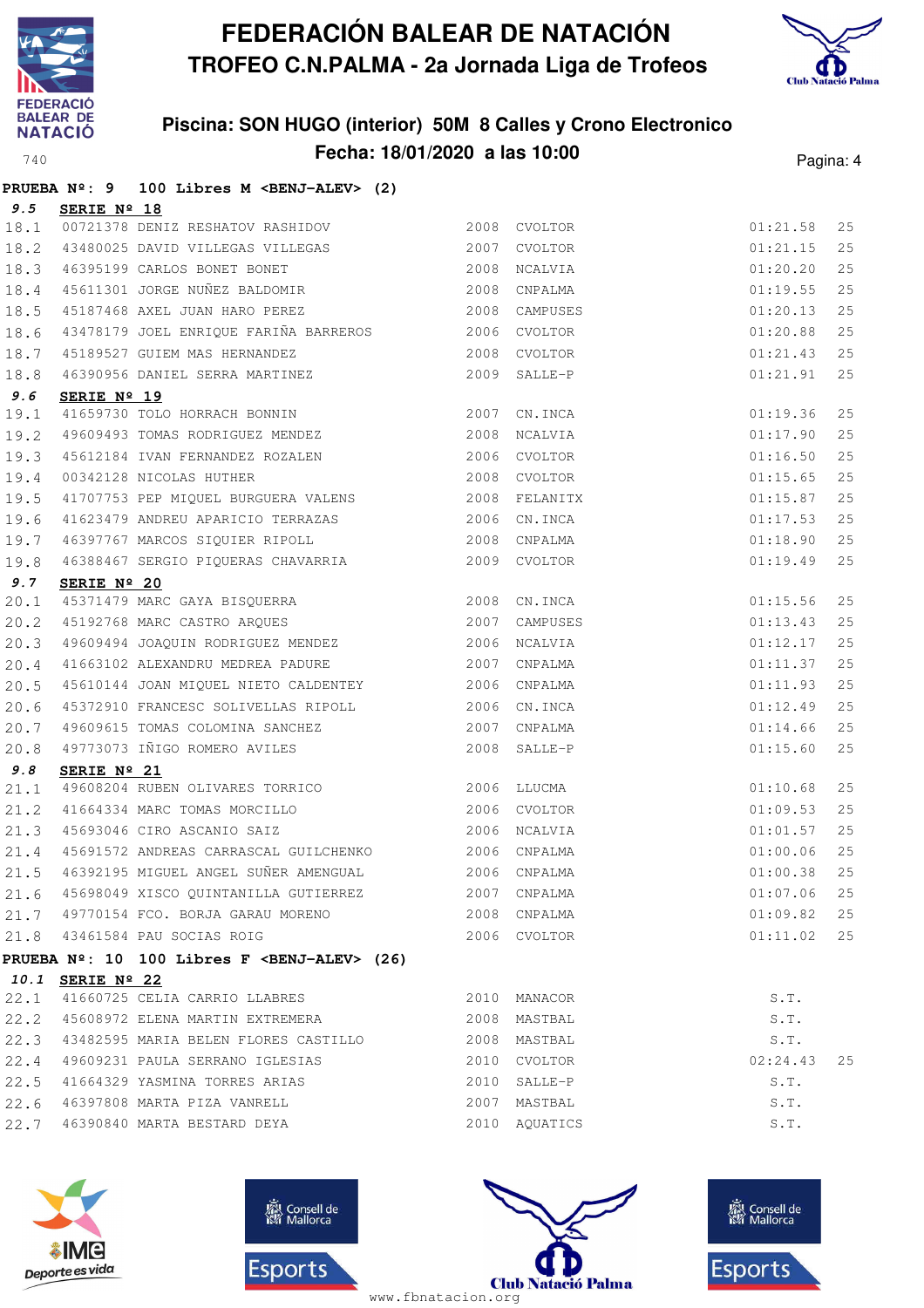# FEDERACIÓN BALEAR DE NATACIÓN

## TROFEO C.N.PALMA - 2a Jornada Liga de Trofeos

### Piscina: SON HUGO (interior) 50M 8 Calles y Crono Electronico

### Fecha: 18/01/2020 a las 10:00

740

**PRUEBA Nº: 9 100 Libres M <BENJ-ALEV> (2)**

**9.5 SERIE Nº 18**

| | | | | | | |
|---|---|---|---|---|---|---|
| 18.1 | 00721378 | DENIZ RESHATOV RASHIDOV | 2008 | CVOLTOR | 01:21.58 | 25 |
| 18.2 | 43480025 | DAVID VILLEGAS VILLEGAS | 2007 | CVOLTOR | 01:21.15 | 25 |
| 18.3 | 46395199 | CARLOS BONET BONET | 2008 | NCALVIA | 01:20.20 | 25 |
| 18.4 | 45611301 | JORGE NUÑEZ BALDOMIR | 2008 | CNPALMA | 01:19.55 | 25 |
| 18.5 | 45187468 | AXEL JUAN HARO PEREZ | 2008 | CAMPUSES | 01:20.13 | 25 |
| 18.6 | 43478179 | JOEL ENRIQUE FARIÑA BARREROS | 2006 | CVOLTOR | 01:20.88 | 25 |
| 18.7 | 45189527 | GUIEM MAS HERNANDEZ | 2008 | CVOLTOR | 01:21.43 | 25 |
| 18.8 | 46390956 | DANIEL SERRA MARTINEZ | 2009 | SALLE-P | 01:21.91 | 25 |

**9.6 SERIE Nº 19**

| | | | | | | |
|---|---|---|---|---|---|---|
| 19.1 | 41659730 | TOLO HORRACH BONNIN | 2007 | CN.INCA | 01:19.36 | 25 |
| 19.2 | 49609493 | TOMAS RODRIGUEZ MENDEZ | 2008 | NCALVIA | 01:17.90 | 25 |
| 19.3 | 45612184 | IVAN FERNANDEZ ROZALEN | 2006 | CVOLTOR | 01:16.50 | 25 |
| 19.4 | 00342128 | NICOLAS HUTHER | 2008 | CVOLTOR | 01:15.65 | 25 |
| 19.5 | 41707753 | PEP MIQUEL BURGUERA VALENS | 2008 | FELANITX | 01:15.87 | 25 |
| 19.6 | 41623479 | ANDREU APARICIO TERRAZAS | 2006 | CN.INCA | 01:17.53 | 25 |
| 19.7 | 46397767 | MARCOS SIQUIER RIPOLL | 2008 | CNPALMA | 01:18.90 | 25 |
| 19.8 | 46388467 | SERGIO PIQUERAS CHAVARRIA | 2009 | CVOLTOR | 01:19.49 | 25 |

**9.7 SERIE Nº 20**

| | | | | | | |
|---|---|---|---|---|---|---|
| 20.1 | 45371479 | MARC GAYA BISQUERRA | 2008 | CN.INCA | 01:15.56 | 25 |
| 20.2 | 45192768 | MARC CASTRO ARQUES | 2007 | CAMPUSES | 01:13.43 | 25 |
| 20.3 | 49609494 | JOAQUIN RODRIGUEZ MENDEZ | 2006 | NCALVIA | 01:12.17 | 25 |
| 20.4 | 41663102 | ALEXANDRU MEDREA PADURE | 2007 | CNPALMA | 01:11.37 | 25 |
| 20.5 | 45610144 | JOAN MIQUEL NIETO CALDENTEY | 2006 | CNPALMA | 01:11.93 | 25 |
| 20.6 | 45372910 | FRANCESC SOLIVELLAS RIPOLL | 2006 | CN.INCA | 01:12.49 | 25 |
| 20.7 | 49609615 | TOMAS COLOMINA SANCHEZ | 2007 | CNPALMA | 01:14.66 | 25 |
| 20.8 | 49773073 | IÑIGO ROMERO AVILES | 2008 | SALLE-P | 01:15.60 | 25 |

**9.8 SERIE Nº 21**

| | | | | | | |
|---|---|---|---|---|---|---|
| 21.1 | 49608204 | RUBEN OLIVARES TORRICO | 2006 | LLUCMA | 01:10.68 | 25 |
| 21.2 | 41664334 | MARC TOMAS MORCILLO | 2006 | CVOLTOR | 01:09.53 | 25 |
| 21.3 | 45693046 | CIRO ASCANIO SAIZ | 2006 | NCALVIA | 01:01.57 | 25 |
| 21.4 | 45691572 | ANDREAS CARRASCAL GUILCHENKO | 2006 | CNPALMA | 01:00.06 | 25 |
| 21.5 | 46392195 | MIGUEL ANGEL SUÑER AMENGUAL | 2006 | CNPALMA | 01:00.38 | 25 |
| 21.6 | 45698049 | XISCO QUINTANILLA GUTIERREZ | 2007 | CNPALMA | 01:07.06 | 25 |
| 21.7 | 49770154 | FCO. BORJA GARAU MORENO | 2008 | CNPALMA | 01:09.82 | 25 |
| 21.8 | 43461584 | PAU SOCIAS ROIG | 2006 | CVOLTOR | 01:11.02 | 25 |

**PRUEBA Nº: 10 100 Libres F <BENJ-ALEV> (26)**

**10.1 SERIE Nº 22**

| | | | | | | |
|---|---|---|---|---|---|---|
| 22.1 | 41660725 | CELIA CARRIO LLABRES | 2010 | MANACOR | S.T. | |
| 22.2 | 45608972 | ELENA MARTIN EXTREMERA | 2008 | MASTBAL | S.T. | |
| 22.3 | 43482595 | MARIA BELEN FLORES CASTILLO | 2008 | MASTBAL | S.T. | |
| 22.4 | 49609231 | PAULA SERRANO IGLESIAS | 2010 | CVOLTOR | 02:24.43 | 25 |
| 22.5 | 41664329 | YASMINA TORRES ARIAS | 2010 | SALLE-P | S.T. | |
| 22.6 | 46397808 | MARTA PIZA VANRELL | 2007 | MASTBAL | S.T. | |
| 22.7 | 46390840 | MARTA BESTARD DEYA | 2010 | AQUATICS | S.T. | |

www.fbnatacion.org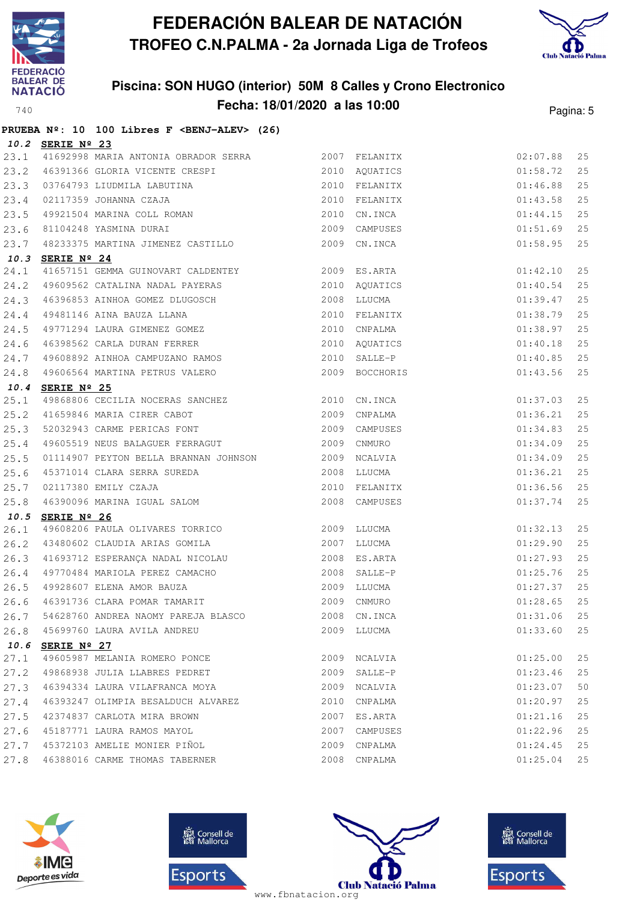# FEDERACIÓN BALEAR DE NATACIÓN
## TROFEO C.N.PALMA - 2a Jornada Liga de Trofeos

### Piscina: SON HUGO (interior) 50M 8 Calles y Crono Electronico
### Fecha: 18/01/2020 a las 10:00

740

**PRUEBA Nº: 10 100 Libres F <BENJ-ALEV> (26)**

**10.2 SERIE Nº 23**

| | | | | | | |
|---|---|---|---|---|---|---|
| 23.1 | 41692998 | MARIA ANTONIA OBRADOR SERRA | 2007 | FELANITX | 02:07.88 | 25 |
| 23.2 | 46391366 | GLORIA VICENTE CRESPI | 2010 | AQUATICS | 01:58.72 | 25 |
| 23.3 | 03764793 | LIUDMILA LABUTINA | 2010 | FELANITX | 01:46.88 | 25 |
| 23.4 | 02117359 | JOHANNA CZAJA | 2010 | FELANITX | 01:43.58 | 25 |
| 23.5 | 49921504 | MARINA COLL ROMAN | 2010 | CN.INCA | 01:44.15 | 25 |
| 23.6 | 81104248 | YASMINA DURAI | 2009 | CAMPUSES | 01:51.69 | 25 |
| 23.7 | 48233375 | MARTINA JIMENEZ CASTILLO | 2009 | CN.INCA | 01:58.95 | 25 |

**10.3 SERIE Nº 24**

| | | | | | | |
|---|---|---|---|---|---|---|
| 24.1 | 41657151 | GEMMA GUINOVART CALDENTEY | 2009 | ES.ARTA | 01:42.10 | 25 |
| 24.2 | 49609562 | CATALINA NADAL PAYERAS | 2010 | AQUATICS | 01:40.54 | 25 |
| 24.3 | 46396853 | AINHOA GOMEZ DLUGOSCH | 2008 | LLUCMA | 01:39.47 | 25 |
| 24.4 | 49481146 | AINA BAUZA LLANA | 2010 | FELANITX | 01:38.79 | 25 |
| 24.5 | 49771294 | LAURA GIMENEZ GOMEZ | 2010 | CNPALMA | 01:38.97 | 25 |
| 24.6 | 46398562 | CARLA DURAN FERRER | 2010 | AQUATICS | 01:40.18 | 25 |
| 24.7 | 49608892 | AINHOA CAMPUZANO RAMOS | 2010 | SALLE-P | 01:40.85 | 25 |
| 24.8 | 49606564 | MARTINA PETRUS VALERO | 2009 | BOCCHORIS | 01:43.56 | 25 |

**10.4 SERIE Nº 25**

| | | | | | | |
|---|---|---|---|---|---|---|
| 25.1 | 49868806 | CECILIA NOCERAS SANCHEZ | 2010 | CN.INCA | 01:37.03 | 25 |
| 25.2 | 41659846 | MARIA CIRER CABOT | 2009 | CNPALMA | 01:36.21 | 25 |
| 25.3 | 52032943 | CARME PERICAS FONT | 2009 | CAMPUSES | 01:34.83 | 25 |
| 25.4 | 49605519 | NEUS BALAGUER FERRAGUT | 2009 | CNMURO | 01:34.09 | 25 |
| 25.5 | 01114907 | PEYTON BELLA BRANNAN JOHNSON | 2009 | NCALVIA | 01:34.09 | 25 |
| 25.6 | 45371014 | CLARA SERRA SUREDA | 2008 | LLUCMA | 01:36.21 | 25 |
| 25.7 | 02117380 | EMILY CZAJA | 2010 | FELANITX | 01:36.56 | 25 |
| 25.8 | 46390096 | MARINA IGUAL SALOM | 2008 | CAMPUSES | 01:37.74 | 25 |

**10.5 SERIE Nº 26**

| | | | | | | |
|---|---|---|---|---|---|---|
| 26.1 | 49608206 | PAULA OLIVARES TORRICO | 2009 | LLUCMA | 01:32.13 | 25 |
| 26.2 | 43480602 | CLAUDIA ARIAS GOMILA | 2007 | LLUCMA | 01:29.90 | 25 |
| 26.3 | 41693712 | ESPERANÇA NADAL NICOLAU | 2008 | ES.ARTA | 01:27.93 | 25 |
| 26.4 | 49770484 | MARIOLA PEREZ CAMACHO | 2008 | SALLE-P | 01:25.76 | 25 |
| 26.5 | 49928607 | ELENA AMOR BAUZA | 2009 | LLUCMA | 01:27.37 | 25 |
| 26.6 | 46391736 | CLARA POMAR TAMARIT | 2009 | CNMURO | 01:28.65 | 25 |
| 26.7 | 54628760 | ANDREA NAOMY PAREJA BLASCO | 2008 | CN.INCA | 01:31.06 | 25 |
| 26.8 | 45699760 | LAURA AVILA ANDREU | 2009 | LLUCMA | 01:33.60 | 25 |

**10.6 SERIE Nº 27**

| | | | | | | |
|---|---|---|---|---|---|---|
| 27.1 | 49605987 | MELANIA ROMERO PONCE | 2009 | NCALVIA | 01:25.00 | 25 |
| 27.2 | 49868938 | JULIA LLABRES PEDRET | 2009 | SALLE-P | 01:23.46 | 25 |
| 27.3 | 46394334 | LAURA VILAFRANCA MOYA | 2009 | NCALVIA | 01:23.07 | 50 |
| 27.4 | 46393247 | OLIMPIA BESALDUCH ALVAREZ | 2010 | CNPALMA | 01:20.97 | 25 |
| 27.5 | 42374837 | CARLOTA MIRA BROWN | 2007 | ES.ARTA | 01:21.16 | 25 |
| 27.6 | 45187771 | LAURA RAMOS MAYOL | 2007 | CAMPUSES | 01:22.96 | 25 |
| 27.7 | 45372103 | AMELIE MONIER PIÑOL | 2009 | CNPALMA | 01:24.45 | 25 |
| 27.8 | 46388016 | CARME THOMAS TABERNER | 2008 | CNPALMA | 01:25.04 | 25 |

www.fbnatacion.org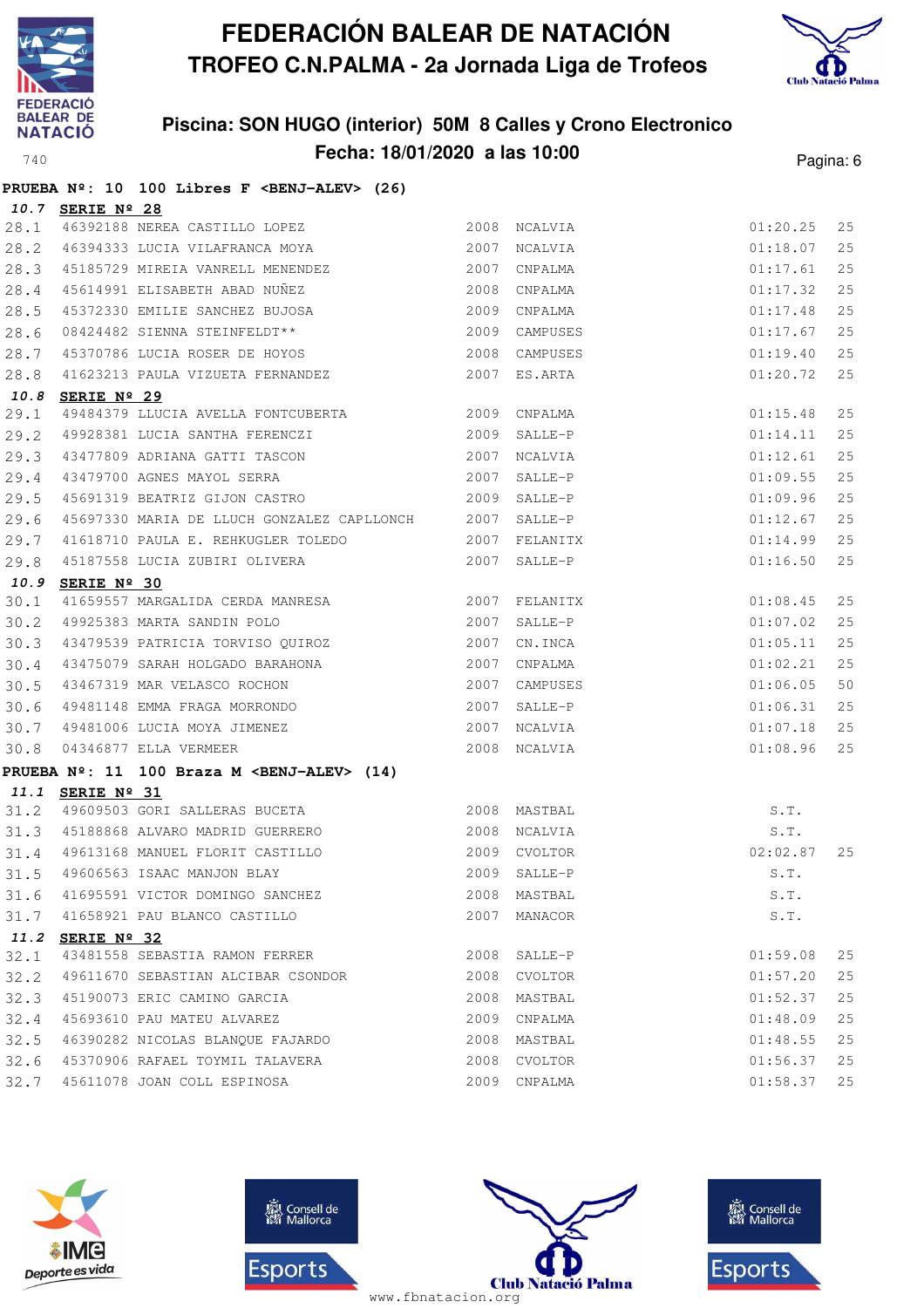# FEDERACIÓN BALEAR DE NATACIÓN
## TROFEO C.N.PALMA - 2a Jornada Liga de Trofeos

### Piscina: SON HUGO (interior) 50M 8 Calles y Crono Electronico
### Fecha: 18/01/2020 a las 10:00

740

**PRUEBA Nº: 10 100 Libres F <BENJ-ALEV> (26)**

***10.7*** **SERIE Nº 28**

| | | | | | | |
|---|---|---|---|---|---|---|
| 28.1 | 46392188 | NEREA CASTILLO LOPEZ | 2008 | NCALVIA | 01:20.25 | 25 |
| 28.2 | 46394333 | LUCIA VILAFRANCA MOYA | 2007 | NCALVIA | 01:18.07 | 25 |
| 28.3 | 45185729 | MIREIA VANRELL MENENDEZ | 2007 | CNPALMA | 01:17.61 | 25 |
| 28.4 | 45614991 | ELISABETH ABAD NUÑEZ | 2008 | CNPALMA | 01:17.32 | 25 |
| 28.5 | 45372330 | EMILIE SANCHEZ BUJOSA | 2009 | CNPALMA | 01:17.48 | 25 |
| 28.6 | 08424482 | SIENNA STEINFELDT** | 2009 | CAMPUSES | 01:17.67 | 25 |
| 28.7 | 45370786 | LUCIA ROSER DE HOYOS | 2008 | CAMPUSES | 01:19.40 | 25 |
| 28.8 | 41623213 | PAULA VIZUETA FERNANDEZ | 2007 | ES.ARTA | 01:20.72 | 25 |

***10.8*** **SERIE Nº 29**

| | | | | | | |
|---|---|---|---|---|---|---|
| 29.1 | 49484379 | LLUCIA AVELLA FONTCUBERTA | 2009 | CNPALMA | 01:15.48 | 25 |
| 29.2 | 49928381 | LUCIA SANTHA FERENCZI | 2009 | SALLE-P | 01:14.11 | 25 |
| 29.3 | 43477809 | ADRIANA GATTI TASCON | 2007 | NCALVIA | 01:12.61 | 25 |
| 29.4 | 43479700 | AGNES MAYOL SERRA | 2007 | SALLE-P | 01:09.55 | 25 |
| 29.5 | 45691319 | BEATRIZ GIJON CASTRO | 2009 | SALLE-P | 01:09.96 | 25 |
| 29.6 | 45697330 | MARIA DE LLUCH GONZALEZ CAPLLONCH | 2007 | SALLE-P | 01:12.67 | 25 |
| 29.7 | 41618710 | PAULA E. REHKUGLER TOLEDO | 2007 | FELANITX | 01:14.99 | 25 |
| 29.8 | 45187558 | LUCIA ZUBIRI OLIVERA | 2007 | SALLE-P | 01:16.50 | 25 |

***10.9*** **SERIE Nº 30**

| | | | | | | |
|---|---|---|---|---|---|---|
| 30.1 | 41659557 | MARGALIDA CERDA MANRESA | 2007 | FELANITX | 01:08.45 | 25 |
| 30.2 | 49925383 | MARTA SANDIN POLO | 2007 | SALLE-P | 01:07.02 | 25 |
| 30.3 | 43479539 | PATRICIA TORVISO QUIROZ | 2007 | CN.INCA | 01:05.11 | 25 |
| 30.4 | 43475079 | SARAH HOLGADO BARAHONA | 2007 | CNPALMA | 01:02.21 | 25 |
| 30.5 | 43467319 | MAR VELASCO ROCHON | 2007 | CAMPUSES | 01:06.05 | 50 |
| 30.6 | 49481148 | EMMA FRAGA MORRONDO | 2007 | SALLE-P | 01:06.31 | 25 |
| 30.7 | 49481006 | LUCIA MOYA JIMENEZ | 2007 | NCALVIA | 01:07.18 | 25 |
| 30.8 | 04346877 | ELLA VERMEER | 2008 | NCALVIA | 01:08.96 | 25 |

**PRUEBA Nº: 11 100 Braza M <BENJ-ALEV> (14)**

***11.1*** **SERIE Nº 31**

| | | | | | | |
|---|---|---|---|---|---|---|
| 31.2 | 49609503 | GORI SALLERAS BUCETA | 2008 | MASTBAL | S.T. | |
| 31.3 | 45188868 | ALVARO MADRID GUERRERO | 2008 | NCALVIA | S.T. | |
| 31.4 | 49613168 | MANUEL FLORIT CASTILLO | 2009 | CVOLTOR | 02:02.87 | 25 |
| 31.5 | 49606563 | ISAAC MANJON BLAY | 2009 | SALLE-P | S.T. | |
| 31.6 | 41695591 | VICTOR DOMINGO SANCHEZ | 2008 | MASTBAL | S.T. | |
| 31.7 | 41658921 | PAU BLANCO CASTILLO | 2007 | MANACOR | S.T. | |

***11.2*** **SERIE Nº 32**

| | | | | | | |
|---|---|---|---|---|---|---|
| 32.1 | 43481558 | SEBASTIA RAMON FERRER | 2008 | SALLE-P | 01:59.08 | 25 |
| 32.2 | 49611670 | SEBASTIAN ALCIBAR CSONDOR | 2008 | CVOLTOR | 01:57.20 | 25 |
| 32.3 | 45190073 | ERIC CAMINO GARCIA | 2008 | MASTBAL | 01:52.37 | 25 |
| 32.4 | 45693610 | PAU MATEU ALVAREZ | 2009 | CNPALMA | 01:48.09 | 25 |
| 32.5 | 46390282 | NICOLAS BLANQUE FAJARDO | 2008 | MASTBAL | 01:48.55 | 25 |
| 32.6 | 45370906 | RAFAEL TOYMIL TALAVERA | 2008 | CVOLTOR | 01:56.37 | 25 |
| 32.7 | 45611078 | JOAN COLL ESPINOSA | 2009 | CNPALMA | 01:58.37 | 25 |

www.fbnatacion.org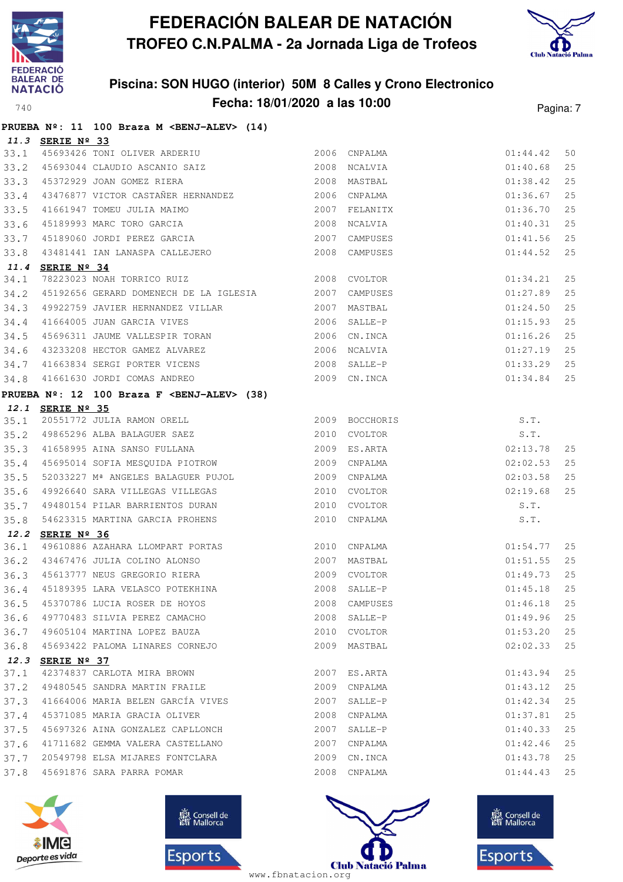# FEDERACIÓN BALEAR DE NATACIÓN

## TROFEO C.N.PALMA - 2a Jornada Liga de Trofeos

### Piscina: SON HUGO (interior) 50M 8 Calles y Crono Electronico

### Fecha: 18/01/2020 a las 10:00

**PRUEBA Nº: 11 100 Braza M <BENJ-ALEV> (14)**

**11.3 SERIE Nº 33**

| | | | | | | |
|---|---|---|---|---|---|---|
| 33.1 | 45693426 | TONI OLIVER ARDERIU | 2006 | CNPALMA | 01:44.42 | 50 |
| 33.2 | 45693044 | CLAUDIO ASCANIO SAIZ | 2008 | NCALVIA | 01:40.68 | 25 |
| 33.3 | 45372929 | JOAN GOMEZ RIERA | 2008 | MASTBAL | 01:38.42 | 25 |
| 33.4 | 43476877 | VICTOR CASTAÑER HERNANDEZ | 2006 | CNPALMA | 01:36.67 | 25 |
| 33.5 | 41661947 | TOMEU JULIA MAIMO | 2007 | FELANITX | 01:36.70 | 25 |
| 33.6 | 45189993 | MARC TORO GARCIA | 2008 | NCALVIA | 01:40.31 | 25 |
| 33.7 | 45189060 | JORDI PEREZ GARCIA | 2007 | CAMPUSES | 01:41.56 | 25 |
| 33.8 | 43481441 | IAN LANASPA CALLEJERO | 2008 | CAMPUSES | 01:44.52 | 25 |

**11.4 SERIE Nº 34**

| | | | | | | |
|---|---|---|---|---|---|---|
| 34.1 | 78223023 | NOAH TORRICO RUIZ | 2008 | CVOLTOR | 01:34.21 | 25 |
| 34.2 | 45192656 | GERARD DOMENECH DE LA IGLESIA | 2007 | CAMPUSES | 01:27.89 | 25 |
| 34.3 | 49922759 | JAVIER HERNANDEZ VILLAR | 2007 | MASTBAL | 01:24.50 | 25 |
| 34.4 | 41664005 | JUAN GARCIA VIVES | 2006 | SALLE-P | 01:15.93 | 25 |
| 34.5 | 45696311 | JAUME VALLESPIR TORAN | 2006 | CN.INCA | 01:16.26 | 25 |
| 34.6 | 43233208 | HECTOR GAMEZ ALVAREZ | 2006 | NCALVIA | 01:27.19 | 25 |
| 34.7 | 41663834 | SERGI PORTER VICENS | 2008 | SALLE-P | 01:33.29 | 25 |
| 34.8 | 41661630 | JORDI COMAS ANDREO | 2009 | CN.INCA | 01:34.84 | 25 |

**PRUEBA Nº: 12 100 Braza F <BENJ-ALEV> (38)**

**12.1 SERIE Nº 35**

| | | | | | | |
|---|---|---|---|---|---|---|
| 35.1 | 20551772 | JULIA RAMON ORELL | 2009 | BOCCHORIS | S.T. | |
| 35.2 | 49865296 | ALBA BALAGUER SAEZ | 2010 | CVOLTOR | S.T. | |
| 35.3 | 41658995 | AINA SANSO FULLANA | 2009 | ES.ARTA | 02:13.78 | 25 |
| 35.4 | 45695014 | SOFIA MESQUIDA PIOTROW | 2009 | CNPALMA | 02:02.53 | 25 |
| 35.5 | 52033227 | Mª ANGELES BALAGUER PUJOL | 2009 | CNPALMA | 02:03.58 | 25 |
| 35.6 | 49926640 | SARA VILLEGAS VILLEGAS | 2010 | CVOLTOR | 02:19.68 | 25 |
| 35.7 | 49480154 | PILAR BARRIENTOS DURAN | 2010 | CVOLTOR | S.T. | |
| 35.8 | 54623315 | MARTINA GARCIA PROHENS | 2010 | CNPALMA | S.T. | |

**12.2 SERIE Nº 36**

| | | | | | | |
|---|---|---|---|---|---|---|
| 36.1 | 49610886 | AZAHARA LLOMPART PORTAS | 2010 | CNPALMA | 01:54.77 | 25 |
| 36.2 | 43467476 | JULIA COLINO ALONSO | 2007 | MASTBAL | 01:51.55 | 25 |
| 36.3 | 45613777 | NEUS GREGORIO RIERA | 2009 | CVOLTOR | 01:49.73 | 25 |
| 36.4 | 45189395 | LARA VELASCO POTEKHINA | 2008 | SALLE-P | 01:45.18 | 25 |
| 36.5 | 45370786 | LUCIA ROSER DE HOYOS | 2008 | CAMPUSES | 01:46.18 | 25 |
| 36.6 | 49770483 | SILVIA PEREZ CAMACHO | 2008 | SALLE-P | 01:49.96 | 25 |
| 36.7 | 49605104 | MARTINA LOPEZ BAUZA | 2010 | CVOLTOR | 01:53.20 | 25 |
| 36.8 | 45693422 | PALOMA LINARES CORNEJO | 2009 | MASTBAL | 02:02.33 | 25 |

**12.3 SERIE Nº 37**

| | | | | | | |
|---|---|---|---|---|---|---|
| 37.1 | 42374837 | CARLOTA MIRA BROWN | 2007 | ES.ARTA | 01:43.94 | 25 |
| 37.2 | 49480545 | SANDRA MARTIN FRAILE | 2009 | CNPALMA | 01:43.12 | 25 |
| 37.3 | 41664006 | MARIA BELEN GARCÍA VIVES | 2007 | SALLE-P | 01:42.34 | 25 |
| 37.4 | 45371085 | MARIA GRACIA OLIVER | 2008 | CNPALMA | 01:37.81 | 25 |
| 37.5 | 45697326 | AINA GONZALEZ CAPLLONCH | 2007 | SALLE-P | 01:40.33 | 25 |
| 37.6 | 41711682 | GEMMA VALERA CASTELLANO | 2007 | CNPALMA | 01:42.46 | 25 |
| 37.7 | 20549798 | ELSA MIJARES FONTCLARA | 2009 | CN.INCA | 01:43.78 | 25 |
| 37.8 | 45691876 | SARA PARRA POMAR | 2008 | CNPALMA | 01:44.43 | 25 |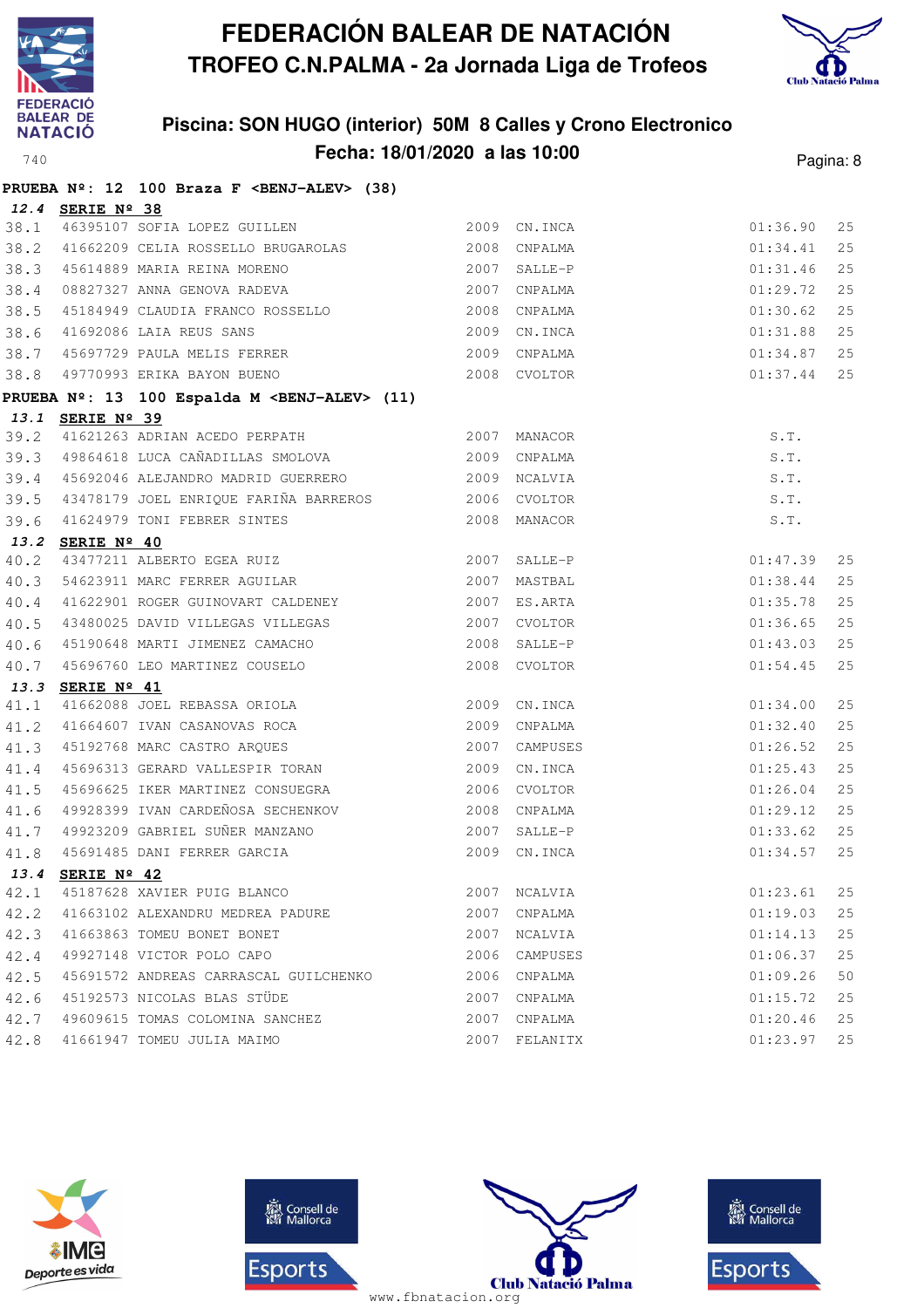# FEDERACIÓN BALEAR DE NATACIÓN

## TROFEO C.N.PALMA - 2a Jornada Liga de Trofeos

### Piscina: SON HUGO (interior) 50M 8 Calles y Crono Electronico

### Fecha: 18/01/2020 a las 10:00

740

**PRUEBA Nº: 12 100 Braza F <BENJ-ALEV> (38)**

**12.4 SERIE Nº 38**

| | | | | | | |
|---|---|---|---|---|---|---|
| 38.1 | 46395107 | SOFIA LOPEZ GUILLEN | 2009 | CN.INCA | 01:36.90 | 25 |
| 38.2 | 41662209 | CELIA ROSSELLO BRUGAROLAS | 2008 | CNPALMA | 01:34.41 | 25 |
| 38.3 | 45614889 | MARIA REINA MORENO | 2007 | SALLE-P | 01:31.46 | 25 |
| 38.4 | 08827327 | ANNA GENOVA RADEVA | 2007 | CNPALMA | 01:29.72 | 25 |
| 38.5 | 45184949 | CLAUDIA FRANCO ROSSELLO | 2008 | CNPALMA | 01:30.62 | 25 |
| 38.6 | 41692086 | LAIA REUS SANS | 2009 | CN.INCA | 01:31.88 | 25 |
| 38.7 | 45697729 | PAULA MELIS FERRER | 2009 | CNPALMA | 01:34.87 | 25 |
| 38.8 | 49770993 | ERIKA BAYON BUENO | 2008 | CVOLTOR | 01:37.44 | 25 |

**PRUEBA Nº: 13 100 Espalda M <BENJ-ALEV> (11)**

**13.1 SERIE Nº 39**

| | | | | | | |
|---|---|---|---|---|---|---|
| 39.2 | 41621263 | ADRIAN ACEDO PERPATH | 2007 | MANACOR | S.T. | |
| 39.3 | 49864618 | LUCA CAÑADILLAS SMOLOVA | 2009 | CNPALMA | S.T. | |
| 39.4 | 45692046 | ALEJANDRO MADRID GUERRERO | 2009 | NCALVIA | S.T. | |
| 39.5 | 43478179 | JOEL ENRIQUE FARIÑA BARREROS | 2006 | CVOLTOR | S.T. | |
| 39.6 | 41624979 | TONI FEBRER SINTES | 2008 | MANACOR | S.T. | |

**13.2 SERIE Nº 40**

| | | | | | | |
|---|---|---|---|---|---|---|
| 40.2 | 43477211 | ALBERTO EGEA RUIZ | 2007 | SALLE-P | 01:47.39 | 25 |
| 40.3 | 54623911 | MARC FERRER AGUILAR | 2007 | MASTBAL | 01:38.44 | 25 |
| 40.4 | 41622901 | ROGER GUINOVART CALDENEY | 2007 | ES.ARTA | 01:35.78 | 25 |
| 40.5 | 43480025 | DAVID VILLEGAS VILLEGAS | 2007 | CVOLTOR | 01:36.65 | 25 |
| 40.6 | 45190648 | MARTI JIMENEZ CAMACHO | 2008 | SALLE-P | 01:43.03 | 25 |
| 40.7 | 45696760 | LEO MARTINEZ COUSELO | 2008 | CVOLTOR | 01:54.45 | 25 |

**13.3 SERIE Nº 41**

| | | | | | | |
|---|---|---|---|---|---|---|
| 41.1 | 41662088 | JOEL REBASSA ORIOLA | 2009 | CN.INCA | 01:34.00 | 25 |
| 41.2 | 41664607 | IVAN CASANOVAS ROCA | 2009 | CNPALMA | 01:32.40 | 25 |
| 41.3 | 45192768 | MARC CASTRO ARQUES | 2007 | CAMPUSES | 01:26.52 | 25 |
| 41.4 | 45696313 | GERARD VALLESPIR TORAN | 2009 | CN.INCA | 01:25.43 | 25 |
| 41.5 | 45696625 | IKER MARTINEZ CONSUEGRA | 2006 | CVOLTOR | 01:26.04 | 25 |
| 41.6 | 49928399 | IVAN CARDEÑOSA SECHENKOV | 2008 | CNPALMA | 01:29.12 | 25 |
| 41.7 | 49923209 | GABRIEL SUÑER MANZANO | 2007 | SALLE-P | 01:33.62 | 25 |
| 41.8 | 45691485 | DANI FERRER GARCIA | 2009 | CN.INCA | 01:34.57 | 25 |

**13.4 SERIE Nº 42**

| | | | | | | |
|---|---|---|---|---|---|---|
| 42.1 | 45187628 | XAVIER PUIG BLANCO | 2007 | NCALVIA | 01:23.61 | 25 |
| 42.2 | 41663102 | ALEXANDRU MEDREA PADURE | 2007 | CNPALMA | 01:19.03 | 25 |
| 42.3 | 41663863 | TOMEU BONET BONET | 2007 | NCALVIA | 01:14.13 | 25 |
| 42.4 | 49927148 | VICTOR POLO CAPO | 2006 | CAMPUSES | 01:06.37 | 25 |
| 42.5 | 45691572 | ANDREAS CARRASCAL GUILCHENKO | 2006 | CNPALMA | 01:09.26 | 50 |
| 42.6 | 45192573 | NICOLAS BLAS STÜDE | 2007 | CNPALMA | 01:15.72 | 25 |
| 42.7 | 49609615 | TOMAS COLOMINA SANCHEZ | 2007 | CNPALMA | 01:20.46 | 25 |
| 42.8 | 41661947 | TOMEU JULIA MAIMO | 2007 | FELANITX | 01:23.97 | 25 |

www.fbnatacion.org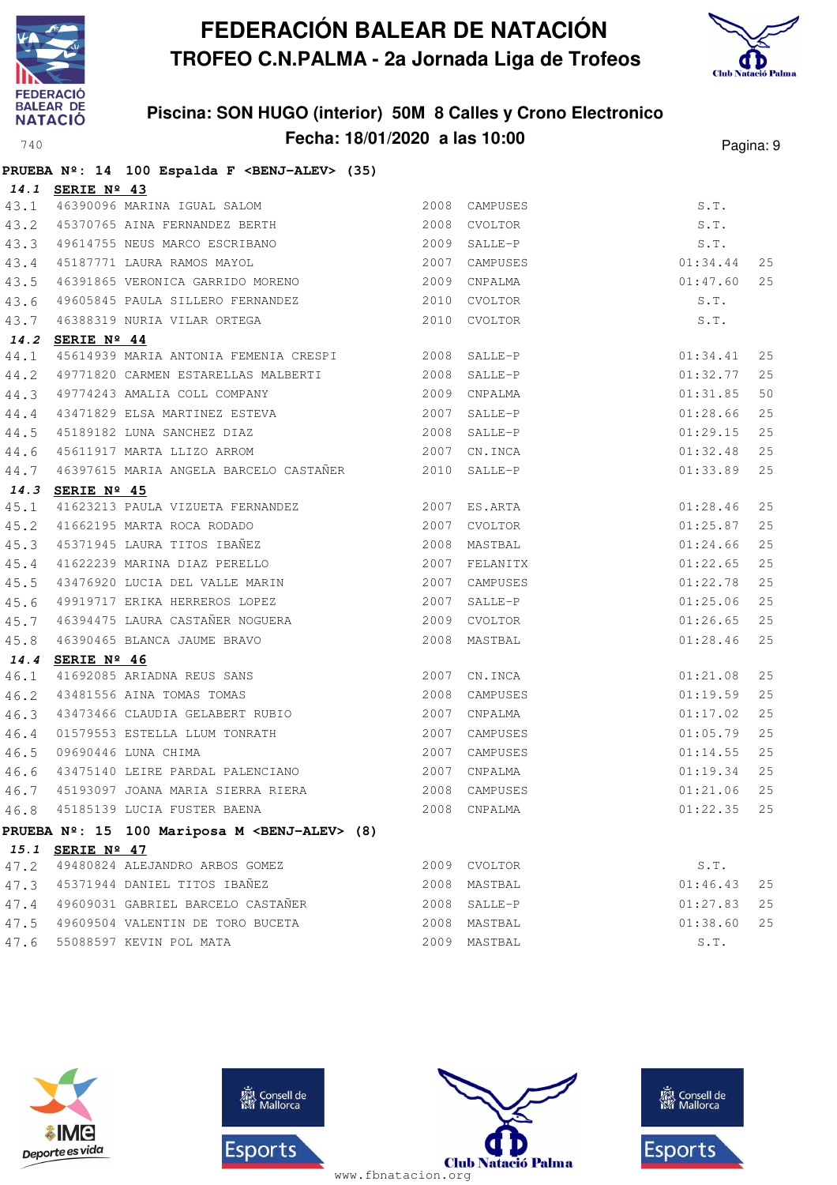# FEDERACIÓN BALEAR DE NATACIÓN

## TROFEO C.N.PALMA - 2a Jornada Liga de Trofeos

### Piscina: SON HUGO (interior) 50M 8 Calles y Crono Electronico

### Fecha: 18/01/2020 a las 10:00

740

**PRUEBA Nº: 14 100 Espalda F <BENJ-ALEV> (35)**

***14.1* SERIE Nº 43**

| | | | | | | |
|---|---|---|---|---|---|---|
| 43.1 | 46390096 | MARINA IGUAL SALOM | 2008 | CAMPUSES | S.T. | |
| 43.2 | 45370765 | AINA FERNANDEZ BERTH | 2008 | CVOLTOR | S.T. | |
| 43.3 | 49614755 | NEUS MARCO ESCRIBANO | 2009 | SALLE-P | S.T. | |
| 43.4 | 45187771 | LAURA RAMOS MAYOL | 2007 | CAMPUSES | 01:34.44 | 25 |
| 43.5 | 46391865 | VERONICA GARRIDO MORENO | 2009 | CNPALMA | 01:47.60 | 25 |
| 43.6 | 49605845 | PAULA SILLERO FERNANDEZ | 2010 | CVOLTOR | S.T. | |
| 43.7 | 46388319 | NURIA VILAR ORTEGA | 2010 | CVOLTOR | S.T. | |

***14.2* SERIE Nº 44**

| | | | | | | |
|---|---|---|---|---|---|---|
| 44.1 | 45614939 | MARIA ANTONIA FEMENIA CRESPI | 2008 | SALLE-P | 01:34.41 | 25 |
| 44.2 | 49771820 | CARMEN ESTARELLAS MALBERTI | 2008 | SALLE-P | 01:32.77 | 25 |
| 44.3 | 49774243 | AMALIA COLL COMPANY | 2009 | CNPALMA | 01:31.85 | 50 |
| 44.4 | 43471829 | ELSA MARTINEZ ESTEVA | 2007 | SALLE-P | 01:28.66 | 25 |
| 44.5 | 45189182 | LUNA SANCHEZ DIAZ | 2008 | SALLE-P | 01:29.15 | 25 |
| 44.6 | 45611917 | MARTA LLIZO ARROM | 2007 | CN.INCA | 01:32.48 | 25 |
| 44.7 | 46397615 | MARIA ANGELA BARCELO CASTAÑER | 2010 | SALLE-P | 01:33.89 | 25 |

***14.3* SERIE Nº 45**

| | | | | | | |
|---|---|---|---|---|---|---|
| 45.1 | 41623213 | PAULA VIZUETA FERNANDEZ | 2007 | ES.ARTA | 01:28.46 | 25 |
| 45.2 | 41662195 | MARTA ROCA RODADO | 2007 | CVOLTOR | 01:25.87 | 25 |
| 45.3 | 45371945 | LAURA TITOS IBAÑEZ | 2008 | MASTBAL | 01:24.66 | 25 |
| 45.4 | 41622239 | MARINA DIAZ PERELLO | 2007 | FELANITX | 01:22.65 | 25 |
| 45.5 | 43476920 | LUCIA DEL VALLE MARIN | 2007 | CAMPUSES | 01:22.78 | 25 |
| 45.6 | 49919717 | ERIKA HERREROS LOPEZ | 2007 | SALLE-P | 01:25.06 | 25 |
| 45.7 | 46394475 | LAURA CASTAÑER NOGUERA | 2009 | CVOLTOR | 01:26.65 | 25 |
| 45.8 | 46390465 | BLANCA JAUME BRAVO | 2008 | MASTBAL | 01:28.46 | 25 |

***14.4* SERIE Nº 46**

| | | | | | | |
|---|---|---|---|---|---|---|
| 46.1 | 41692085 | ARIADNA REUS SANS | 2007 | CN.INCA | 01:21.08 | 25 |
| 46.2 | 43481556 | AINA TOMAS TOMAS | 2008 | CAMPUSES | 01:19.59 | 25 |
| 46.3 | 43473466 | CLAUDIA GELABERT RUBIO | 2007 | CNPALMA | 01:17.02 | 25 |
| 46.4 | 01579553 | ESTELLA LLUM TONRATH | 2007 | CAMPUSES | 01:05.79 | 25 |
| 46.5 | 09690446 | LUNA CHIMA | 2007 | CAMPUSES | 01:14.55 | 25 |
| 46.6 | 43475140 | LEIRE PARDAL PALENCIANO | 2007 | CNPALMA | 01:19.34 | 25 |
| 46.7 | 45193097 | JOANA MARIA SIERRA RIERA | 2008 | CAMPUSES | 01:21.06 | 25 |
| 46.8 | 45185139 | LUCIA FUSTER BAENA | 2008 | CNPALMA | 01:22.35 | 25 |

**PRUEBA Nº: 15 100 Mariposa M <BENJ-ALEV> (8)**

***15.1* SERIE Nº 47**

| | | | | | | |
|---|---|---|---|---|---|---|
| 47.2 | 49480824 | ALEJANDRO ARBOS GOMEZ | 2009 | CVOLTOR | S.T. | |
| 47.3 | 45371944 | DANIEL TITOS IBAÑEZ | 2008 | MASTBAL | 01:46.43 | 25 |
| 47.4 | 49609031 | GABRIEL BARCELO CASTAÑER | 2008 | SALLE-P | 01:27.83 | 25 |
| 47.5 | 49609504 | VALENTIN DE TORO BUCETA | 2008 | MASTBAL | 01:38.60 | 25 |
| 47.6 | 55088597 | KEVIN POL MATA | 2009 | MASTBAL | S.T. | |

www.fbnatacion.org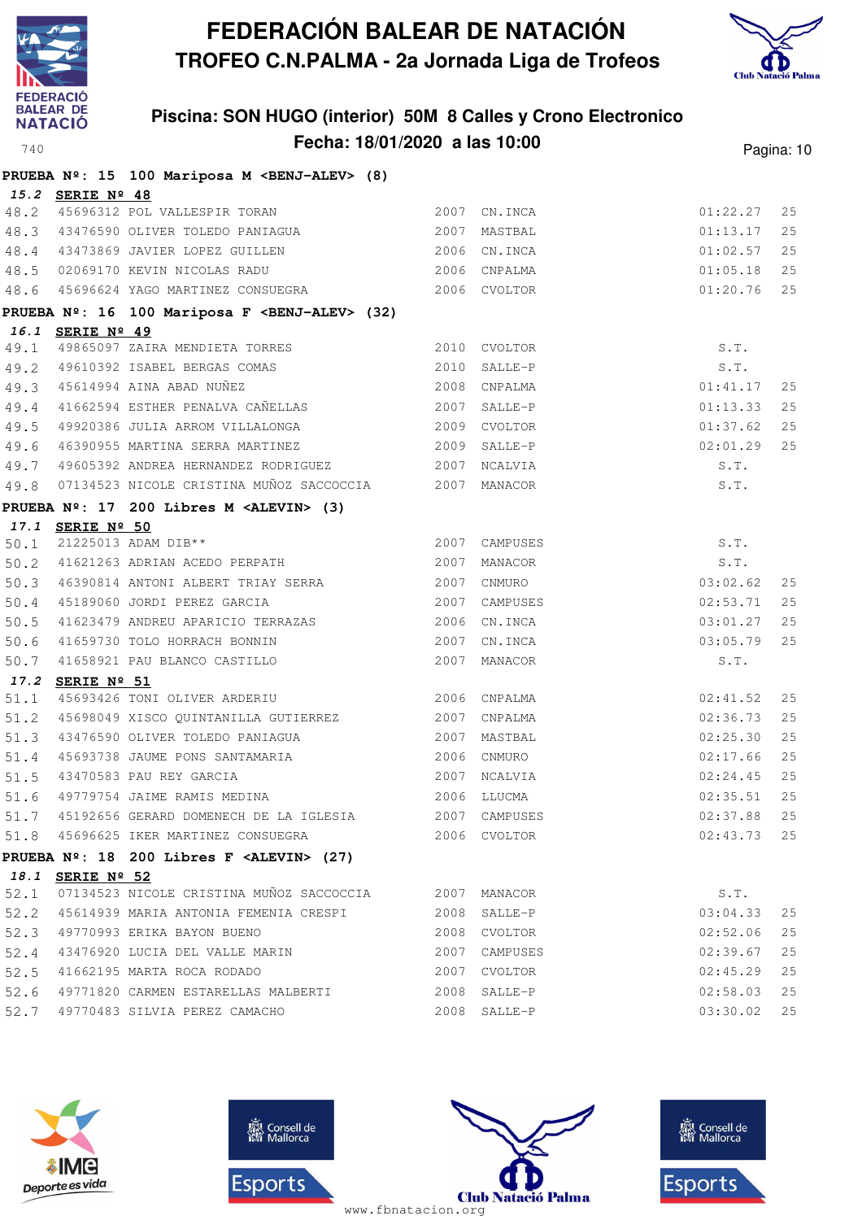# FEDERACIÓN BALEAR DE NATACIÓN

## TROFEO C.N.PALMA - 2a Jornada Liga de Trofeos

### Piscina: SON HUGO (interior) 50M 8 Calles y Crono Electronico

### Fecha: 18/01/2020 a las 10:00

**PRUEBA Nº: 15 100 Mariposa M <BENJ-ALEV> (8)**

**15.2 SERIE Nº 48**

| | | | | | | |
|---|---|---|---|---|---|---|
| 48.2 | 45696312 | POL VALLESPIR TORAN | 2007 | CN.INCA | 01:22.27 | 25 |
| 48.3 | 43476590 | OLIVER TOLEDO PANIAGUA | 2007 | MASTBAL | 01:13.17 | 25 |
| 48.4 | 43473869 | JAVIER LOPEZ GUILLEN | 2006 | CN.INCA | 01:02.57 | 25 |
| 48.5 | 02069170 | KEVIN NICOLAS RADU | 2006 | CNPALMA | 01:05.18 | 25 |
| 48.6 | 45696624 | YAGO MARTINEZ CONSUEGRA | 2006 | CVOLTOR | 01:20.76 | 25 |

**PRUEBA Nº: 16 100 Mariposa F <BENJ-ALEV> (32)**

**16.1 SERIE Nº 49**

| | | | | | | |
|---|---|---|---|---|---|---|
| 49.1 | 49865097 | ZAIRA MENDIETA TORRES | 2010 | CVOLTOR | S.T. | |
| 49.2 | 49610392 | ISABEL BERGAS COMAS | 2010 | SALLE-P | S.T. | |
| 49.3 | 45614994 | AINA ABAD NUÑEZ | 2008 | CNPALMA | 01:41.17 | 25 |
| 49.4 | 41662594 | ESTHER PENALVA CAÑELLAS | 2007 | SALLE-P | 01:13.33 | 25 |
| 49.5 | 49920386 | JULIA ARROM VILLALONGA | 2009 | CVOLTOR | 01:37.62 | 25 |
| 49.6 | 46390955 | MARTINA SERRA MARTINEZ | 2009 | SALLE-P | 02:01.29 | 25 |
| 49.7 | 49605392 | ANDREA HERNANDEZ RODRIGUEZ | 2007 | NCALVIA | S.T. | |
| 49.8 | 07134523 | NICOLE CRISTINA MUÑOZ SACCOCCIA | 2007 | MANACOR | S.T. | |

**PRUEBA Nº: 17 200 Libres M <ALEVIN> (3)**

**17.1 SERIE Nº 50**

| | | | | | | |
|---|---|---|---|---|---|---|
| 50.1 | 21225013 | ADAM DIB** | 2007 | CAMPUSES | S.T. | |
| 50.2 | 41621263 | ADRIAN ACEDO PERPATH | 2007 | MANACOR | S.T. | |
| 50.3 | 46390814 | ANTONI ALBERT TRIAY SERRA | 2007 | CNMURO | 03:02.62 | 25 |
| 50.4 | 45189060 | JORDI PEREZ GARCIA | 2007 | CAMPUSES | 02:53.71 | 25 |
| 50.5 | 41623479 | ANDREU APARICIO TERRAZAS | 2006 | CN.INCA | 03:01.27 | 25 |
| 50.6 | 41659730 | TOLO HORRACH BONNIN | 2007 | CN.INCA | 03:05.79 | 25 |
| 50.7 | 41658921 | PAU BLANCO CASTILLO | 2007 | MANACOR | S.T. | |

**17.2 SERIE Nº 51**

| | | | | | | |
|---|---|---|---|---|---|---|
| 51.1 | 45693426 | TONI OLIVER ARDERIU | 2006 | CNPALMA | 02:41.52 | 25 |
| 51.2 | 45698049 | XISCO QUINTANILLA GUTIERREZ | 2007 | CNPALMA | 02:36.73 | 25 |
| 51.3 | 43476590 | OLIVER TOLEDO PANIAGUA | 2007 | MASTBAL | 02:25.30 | 25 |
| 51.4 | 45693738 | JAUME PONS SANTAMARIA | 2006 | CNMURO | 02:17.66 | 25 |
| 51.5 | 43470583 | PAU REY GARCIA | 2007 | NCALVIA | 02:24.45 | 25 |
| 51.6 | 49779754 | JAIME RAMIS MEDINA | 2006 | LLUCMA | 02:35.51 | 25 |
| 51.7 | 45192656 | GERARD DOMENECH DE LA IGLESIA | 2007 | CAMPUSES | 02:37.88 | 25 |
| 51.8 | 45696625 | IKER MARTINEZ CONSUEGRA | 2006 | CVOLTOR | 02:43.73 | 25 |

**PRUEBA Nº: 18 200 Libres F <ALEVIN> (27)**

**18.1 SERIE Nº 52**

| | | | | | | |
|---|---|---|---|---|---|---|
| 52.1 | 07134523 | NICOLE CRISTINA MUÑOZ SACCOCCIA | 2007 | MANACOR | S.T. | |
| 52.2 | 45614939 | MARIA ANTONIA FEMENIA CRESPI | 2008 | SALLE-P | 03:04.33 | 25 |
| 52.3 | 49770993 | ERIKA BAYON BUENO | 2008 | CVOLTOR | 02:52.06 | 25 |
| 52.4 | 43476920 | LUCIA DEL VALLE MARIN | 2007 | CAMPUSES | 02:39.67 | 25 |
| 52.5 | 41662195 | MARTA ROCA RODADO | 2007 | CVOLTOR | 02:45.29 | 25 |
| 52.6 | 49771820 | CARMEN ESTARELLAS MALBERTI | 2008 | SALLE-P | 02:58.03 | 25 |
| 52.7 | 49770483 | SILVIA PEREZ CAMACHO | 2008 | SALLE-P | 03:30.02 | 25 |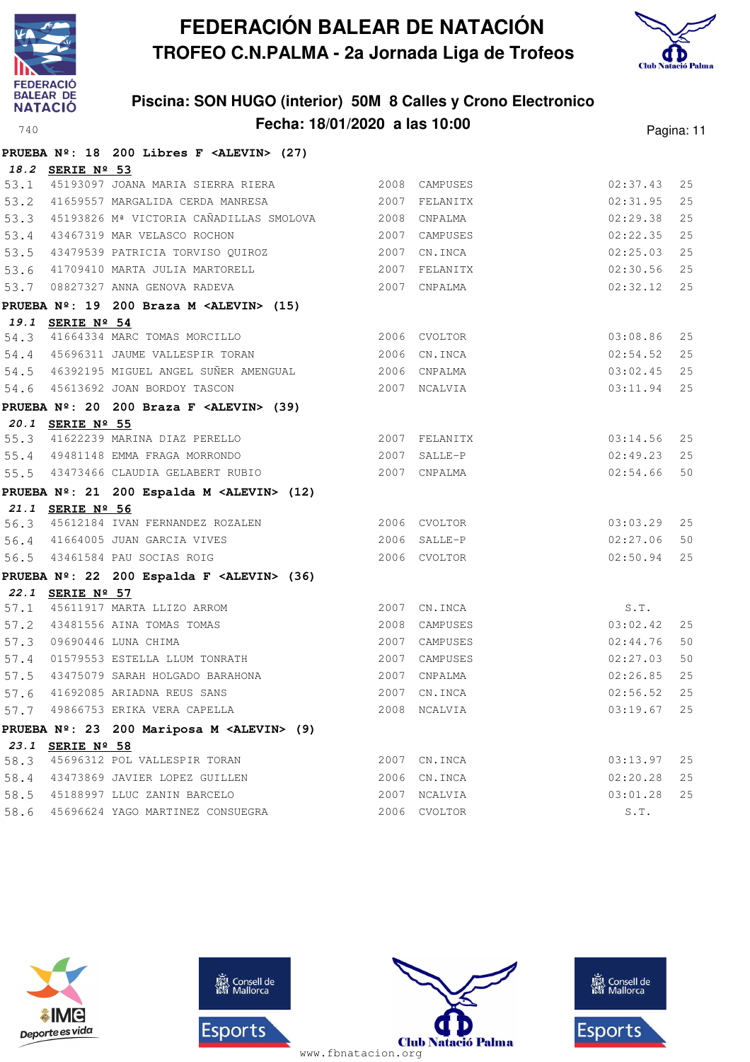# FEDERACIÓN BALEAR DE NATACIÓN

## TROFEO C.N.PALMA - 2a Jornada Liga de Trofeos

### Piscina: SON HUGO (interior) 50M 8 Calles y Crono Electronico

### Fecha: 18/01/2020 a las 10:00

**PRUEBA Nº: 18 200 Libres F <ALEVIN> (27)**

*18.2* **SERIE Nº 53**

| | | | | | | |
|---|---|---|---|---|---|---|
| 53.1 | 45193097 | JOANA MARIA SIERRA RIERA | 2008 | CAMPUSES | 02:37.43 | 25 |
| 53.2 | 41659557 | MARGALIDA CERDA MANRESA | 2007 | FELANITX | 02:31.95 | 25 |
| 53.3 | 45193826 | Mª VICTORIA CAÑADILLAS SMOLOVA | 2008 | CNPALMA | 02:29.38 | 25 |
| 53.4 | 43467319 | MAR VELASCO ROCHON | 2007 | CAMPUSES | 02:22.35 | 25 |
| 53.5 | 43479539 | PATRICIA TORVISO QUIROZ | 2007 | CN.INCA | 02:25.03 | 25 |
| 53.6 | 41709410 | MARTA JULIA MARTORELL | 2007 | FELANITX | 02:30.56 | 25 |
| 53.7 | 08827327 | ANNA GENOVA RADEVA | 2007 | CNPALMA | 02:32.12 | 25 |

**PRUEBA Nº: 19 200 Braza M <ALEVIN> (15)**

*19.1* **SERIE Nº 54**

| | | | | | | |
|---|---|---|---|---|---|---|
| 54.3 | 41664334 | MARC TOMAS MORCILLO | 2006 | CVOLTOR | 03:08.86 | 25 |
| 54.4 | 45696311 | JAUME VALLESPIR TORAN | 2006 | CN.INCA | 02:54.52 | 25 |
| 54.5 | 46392195 | MIGUEL ANGEL SUÑER AMENGUAL | 2006 | CNPALMA | 03:02.45 | 25 |
| 54.6 | 45613692 | JOAN BORDOY TASCON | 2007 | NCALVIA | 03:11.94 | 25 |

**PRUEBA Nº: 20 200 Braza F <ALEVIN> (39)**

*20.1* **SERIE Nº 55**

| | | | | | | |
|---|---|---|---|---|---|---|
| 55.3 | 41622239 | MARINA DIAZ PERELLO | 2007 | FELANITX | 03:14.56 | 25 |
| 55.4 | 49481148 | EMMA FRAGA MORRONDO | 2007 | SALLE-P | 02:49.23 | 25 |
| 55.5 | 43473466 | CLAUDIA GELABERT RUBIO | 2007 | CNPALMA | 02:54.66 | 50 |

**PRUEBA Nº: 21 200 Espalda M <ALEVIN> (12)**

*21.1* **SERIE Nº 56**

| | | | | | | |
|---|---|---|---|---|---|---|
| 56.3 | 45612184 | IVAN FERNANDEZ ROZALEN | 2006 | CVOLTOR | 03:03.29 | 25 |
| 56.4 | 41664005 | JUAN GARCIA VIVES | 2006 | SALLE-P | 02:27.06 | 50 |
| 56.5 | 43461584 | PAU SOCIAS ROIG | 2006 | CVOLTOR | 02:50.94 | 25 |

**PRUEBA Nº: 22 200 Espalda F <ALEVIN> (36)**

*22.1* **SERIE Nº 57**

| | | | | | | |
|---|---|---|---|---|---|---|
| 57.1 | 45611917 | MARTA LLIZO ARROM | 2007 | CN.INCA | S.T. | |
| 57.2 | 43481556 | AINA TOMAS TOMAS | 2008 | CAMPUSES | 03:02.42 | 25 |
| 57.3 | 09690446 | LUNA CHIMA | 2007 | CAMPUSES | 02:44.76 | 50 |
| 57.4 | 01579553 | ESTELLA LLUM TONRATH | 2007 | CAMPUSES | 02:27.03 | 50 |
| 57.5 | 43475079 | SARAH HOLGADO BARAHONA | 2007 | CNPALMA | 02:26.85 | 25 |
| 57.6 | 41692085 | ARIADNA REUS SANS | 2007 | CN.INCA | 02:56.52 | 25 |
| 57.7 | 49866753 | ERIKA VERA CAPELLA | 2008 | NCALVIA | 03:19.67 | 25 |

**PRUEBA Nº: 23 200 Mariposa M <ALEVIN> (9)**

*23.1* **SERIE Nº 58**

| | | | | | | |
|---|---|---|---|---|---|---|
| 58.3 | 45696312 | POL VALLESPIR TORAN | 2007 | CN.INCA | 03:13.97 | 25 |
| 58.4 | 43473869 | JAVIER LOPEZ GUILLEN | 2006 | CN.INCA | 02:20.28 | 25 |
| 58.5 | 45188997 | LLUC ZANIN BARCELO | 2007 | NCALVIA | 03:01.28 | 25 |
| 58.6 | 45696624 | YAGO MARTINEZ CONSUEGRA | 2006 | CVOLTOR | S.T. | |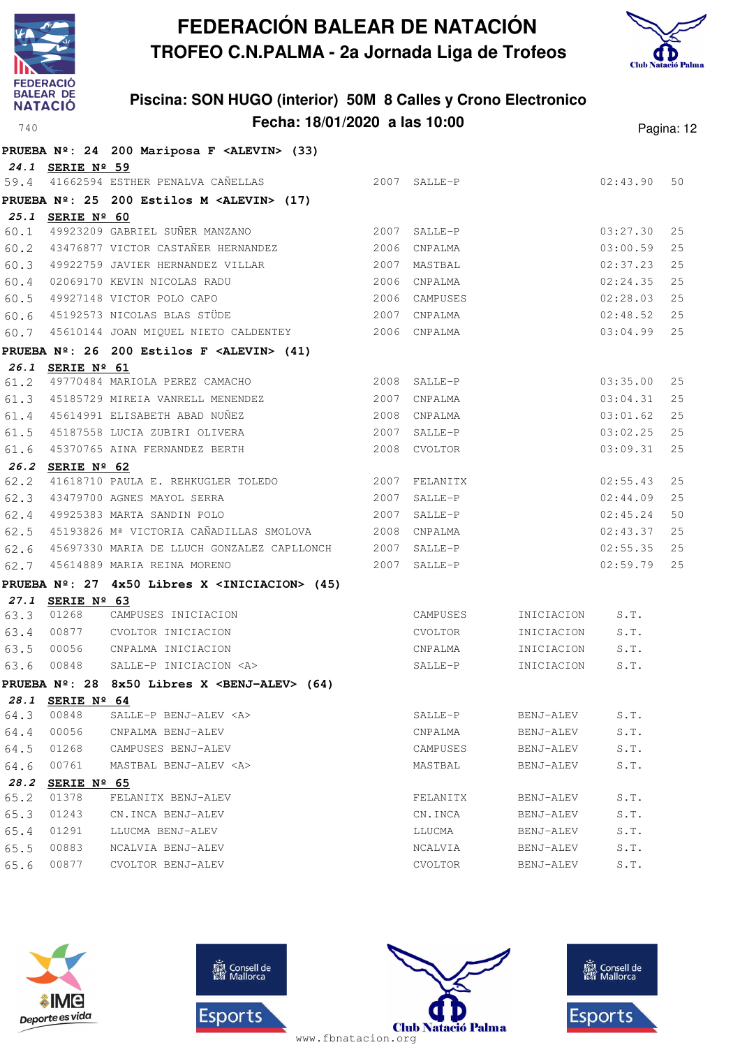# FEDERACIÓN BALEAR DE NATACIÓN
## TROFEO C.N.PALMA - 2a Jornada Liga de Trofeos

### Piscina: SON HUGO (interior) 50M 8 Calles y Crono Electronico
### Fecha: 18/01/2020 a las 10:00

**PRUEBA Nº: 24 200 Mariposa F <ALEVIN> (33)**

**24.1 SERIE Nº 59**

| | | | | | | |
|---|---|---|---|---|---|---|
| 59.4 | 41662594 | ESTHER PENALVA CAÑELLAS | 2007 | SALLE-P | 02:43.90 | 50 |

**PRUEBA Nº: 25 200 Estilos M <ALEVIN> (17)**

**25.1 SERIE Nº 60**

| | | | | | | |
|---|---|---|---|---|---|---|
| 60.1 | 49923209 | GABRIEL SUÑER MANZANO | 2007 | SALLE-P | 03:27.30 | 25 |
| 60.2 | 43476877 | VICTOR CASTAÑER HERNANDEZ | 2006 | CNPALMA | 03:00.59 | 25 |
| 60.3 | 49922759 | JAVIER HERNANDEZ VILLAR | 2007 | MASTBAL | 02:37.23 | 25 |
| 60.4 | 02069170 | KEVIN NICOLAS RADU | 2006 | CNPALMA | 02:24.35 | 25 |
| 60.5 | 49927148 | VICTOR POLO CAPO | 2006 | CAMPUSES | 02:28.03 | 25 |
| 60.6 | 45192573 | NICOLAS BLAS STÜDE | 2007 | CNPALMA | 02:48.52 | 25 |
| 60.7 | 45610144 | JOAN MIQUEL NIETO CALDENTEY | 2006 | CNPALMA | 03:04.99 | 25 |

**PRUEBA Nº: 26 200 Estilos F <ALEVIN> (41)**

**26.1 SERIE Nº 61**

| | | | | | | |
|---|---|---|---|---|---|---|
| 61.2 | 49770484 | MARIOLA PEREZ CAMACHO | 2008 | SALLE-P | 03:35.00 | 25 |
| 61.3 | 45185729 | MIREIA VANRELL MENENDEZ | 2007 | CNPALMA | 03:04.31 | 25 |
| 61.4 | 45614991 | ELISABETH ABAD NUÑEZ | 2008 | CNPALMA | 03:01.62 | 25 |
| 61.5 | 45187558 | LUCIA ZUBIRI OLIVERA | 2007 | SALLE-P | 03:02.25 | 25 |
| 61.6 | 45370765 | AINA FERNANDEZ BERTH | 2008 | CVOLTOR | 03:09.31 | 25 |

**26.2 SERIE Nº 62**

| | | | | | | |
|---|---|---|---|---|---|---|
| 62.2 | 41618710 | PAULA E. REHKUGLER TOLEDO | 2007 | FELANITX | 02:55.43 | 25 |
| 62.3 | 43479700 | AGNES MAYOL SERRA | 2007 | SALLE-P | 02:44.09 | 25 |
| 62.4 | 49925383 | MARTA SANDIN POLO | 2007 | SALLE-P | 02:45.24 | 50 |
| 62.5 | 45193826 | Mª VICTORIA CAÑADILLAS SMOLOVA | 2008 | CNPALMA | 02:43.37 | 25 |
| 62.6 | 45697330 | MARIA DE LLUCH GONZALEZ CAPLLONCH | 2007 | SALLE-P | 02:55.35 | 25 |
| 62.7 | 45614889 | MARIA REINA MORENO | 2007 | SALLE-P | 02:59.79 | 25 |

**PRUEBA Nº: 27 4x50 Libres X <INICIACION> (45)**

**27.1 SERIE Nº 63**

| | | | | | |
|---|---|---|---|---|---|
| 63.3 | 01268 | CAMPUSES INICIACION | CAMPUSES | INICIACION | S.T. |
| 63.4 | 00877 | CVOLTOR INICIACION | CVOLTOR | INICIACION | S.T. |
| 63.5 | 00056 | CNPALMA INICIACION | CNPALMA | INICIACION | S.T. |
| 63.6 | 00848 | SALLE-P INICIACION <A> | SALLE-P | INICIACION | S.T. |

**PRUEBA Nº: 28 8x50 Libres X <BENJ-ALEV> (64)**

**28.1 SERIE Nº 64**

| | | | | | |
|---|---|---|---|---|---|
| 64.3 | 00848 | SALLE-P BENJ-ALEV <A> | SALLE-P | BENJ-ALEV | S.T. |
| 64.4 | 00056 | CNPALMA BENJ-ALEV | CNPALMA | BENJ-ALEV | S.T. |
| 64.5 | 01268 | CAMPUSES BENJ-ALEV | CAMPUSES | BENJ-ALEV | S.T. |
| 64.6 | 00761 | MASTBAL BENJ-ALEV <A> | MASTBAL | BENJ-ALEV | S.T. |

**28.2 SERIE Nº 65**

| | | | | | |
|---|---|---|---|---|---|
| 65.2 | 01378 | FELANITX BENJ-ALEV | FELANITX | BENJ-ALEV | S.T. |
| 65.3 | 01243 | CN.INCA BENJ-ALEV | CN.INCA | BENJ-ALEV | S.T. |
| 65.4 | 01291 | LLUCMA BENJ-ALEV | LLUCMA | BENJ-ALEV | S.T. |
| 65.5 | 00883 | NCALVIA BENJ-ALEV | NCALVIA | BENJ-ALEV | S.T. |
| 65.6 | 00877 | CVOLTOR BENJ-ALEV | CVOLTOR | BENJ-ALEV | S.T. |

www.fbnatacion.org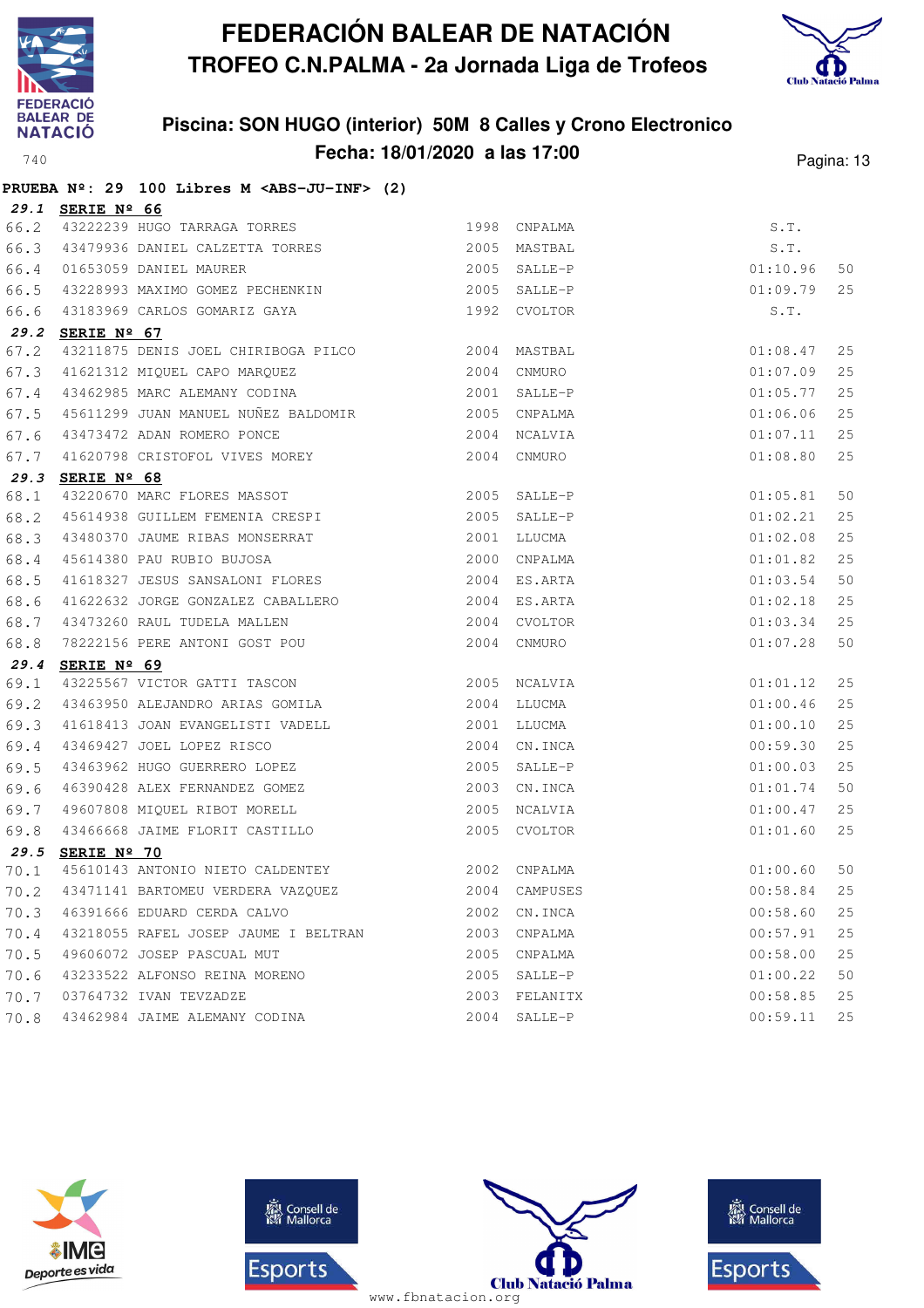# FEDERACIÓN BALEAR DE NATACIÓN
## TROFEO C.N.PALMA - 2a Jornada Liga de Trofeos

### Piscina: SON HUGO (interior) 50M 8 Calles y Crono Electronico
### Fecha: 18/01/2020 a las 17:00

740

**PRUEBA Nº: 29 100 Libres M <ABS-JU-INF> (2)**

**29.1 SERIE Nº 66**

| | | | | | | |
|---|---|---|---|---|---|---|
| 66.2 | 43222239 | HUGO TARRAGA TORRES | 1998 | CNPALMA | S.T. | |
| 66.3 | 43479936 | DANIEL CALZETTA TORRES | 2005 | MASTBAL | S.T. | |
| 66.4 | 01653059 | DANIEL MAURER | 2005 | SALLE-P | 01:10.96 | 50 |
| 66.5 | 43228993 | MAXIMO GOMEZ PECHENKIN | 2005 | SALLE-P | 01:09.79 | 25 |
| 66.6 | 43183969 | CARLOS GOMARIZ GAYA | 1992 | CVOLTOR | S.T. | |

**29.2 SERIE Nº 67**

| | | | | | | |
|---|---|---|---|---|---|---|
| 67.2 | 43211875 | DENIS JOEL CHIRIBOGA PILCO | 2004 | MASTBAL | 01:08.47 | 25 |
| 67.3 | 41621312 | MIQUEL CAPO MARQUEZ | 2004 | CNMURO | 01:07.09 | 25 |
| 67.4 | 43462985 | MARC ALEMANY CODINA | 2001 | SALLE-P | 01:05.77 | 25 |
| 67.5 | 45611299 | JUAN MANUEL NUÑEZ BALDOMIR | 2005 | CNPALMA | 01:06.06 | 25 |
| 67.6 | 43473472 | ADAN ROMERO PONCE | 2004 | NCALVIA | 01:07.11 | 25 |
| 67.7 | 41620798 | CRISTOFOL VIVES MOREY | 2004 | CNMURO | 01:08.80 | 25 |

**29.3 SERIE Nº 68**

| | | | | | | |
|---|---|---|---|---|---|---|
| 68.1 | 43220670 | MARC FLORES MASSOT | 2005 | SALLE-P | 01:05.81 | 50 |
| 68.2 | 45614938 | GUILLEM FEMENIA CRESPI | 2005 | SALLE-P | 01:02.21 | 25 |
| 68.3 | 43480370 | JAUME RIBAS MONSERRAT | 2001 | LLUCMA | 01:02.08 | 25 |
| 68.4 | 45614380 | PAU RUBIO BUJOSA | 2000 | CNPALMA | 01:01.82 | 25 |
| 68.5 | 41618327 | JESUS SANSALONI FLORES | 2004 | ES.ARTA | 01:03.54 | 50 |
| 68.6 | 41622632 | JORGE GONZALEZ CABALLERO | 2004 | ES.ARTA | 01:02.18 | 25 |
| 68.7 | 43473260 | RAUL TUDELA MALLEN | 2004 | CVOLTOR | 01:03.34 | 25 |
| 68.8 | 78222156 | PERE ANTONI GOST POU | 2004 | CNMURO | 01:07.28 | 50 |

**29.4 SERIE Nº 69**

| | | | | | | |
|---|---|---|---|---|---|---|
| 69.1 | 43225567 | VICTOR GATTI TASCON | 2005 | NCALVIA | 01:01.12 | 25 |
| 69.2 | 43463950 | ALEJANDRO ARIAS GOMILA | 2004 | LLUCMA | 01:00.46 | 25 |
| 69.3 | 41618413 | JOAN EVANGELISTI VADELL | 2001 | LLUCMA | 01:00.10 | 25 |
| 69.4 | 43469427 | JOEL LOPEZ RISCO | 2004 | CN.INCA | 00:59.30 | 25 |
| 69.5 | 43463962 | HUGO GUERRERO LOPEZ | 2005 | SALLE-P | 01:00.03 | 25 |
| 69.6 | 46390428 | ALEX FERNANDEZ GOMEZ | 2003 | CN.INCA | 01:01.74 | 50 |
| 69.7 | 49607808 | MIQUEL RIBOT MORELL | 2005 | NCALVIA | 01:00.47 | 25 |
| 69.8 | 43466668 | JAIME FLORIT CASTILLO | 2005 | CVOLTOR | 01:01.60 | 25 |

**29.5 SERIE Nº 70**

| | | | | | | |
|---|---|---|---|---|---|---|
| 70.1 | 45610143 | ANTONIO NIETO CALDENTEY | 2002 | CNPALMA | 01:00.60 | 50 |
| 70.2 | 43471141 | BARTOMEU VERDERA VAZQUEZ | 2004 | CAMPUSES | 00:58.84 | 25 |
| 70.3 | 46391666 | EDUARD CERDA CALVO | 2002 | CN.INCA | 00:58.60 | 25 |
| 70.4 | 43218055 | RAFEL JOSEP JAUME I BELTRAN | 2003 | CNPALMA | 00:57.91 | 25 |
| 70.5 | 49606072 | JOSEP PASCUAL MUT | 2005 | CNPALMA | 00:58.00 | 25 |
| 70.6 | 43233522 | ALFONSO REINA MORENO | 2005 | SALLE-P | 01:00.22 | 50 |
| 70.7 | 03764732 | IVAN TEVZADZE | 2003 | FELANITX | 00:58.85 | 25 |
| 70.8 | 43462984 | JAIME ALEMANY CODINA | 2004 | SALLE-P | 00:59.11 | 25 |

www.fbnatacion.org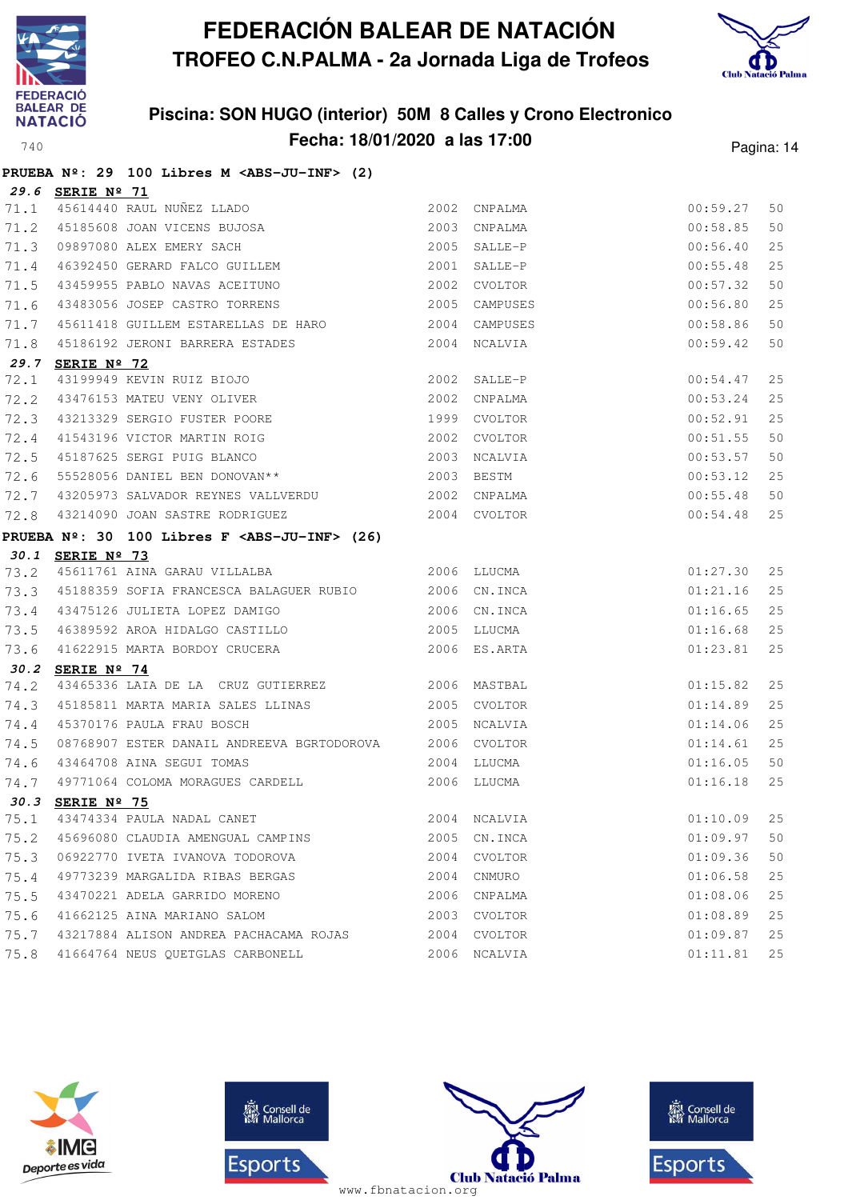# FEDERACIÓN BALEAR DE NATACIÓN

## TROFEO C.N.PALMA - 2a Jornada Liga de Trofeos

### Piscina: SON HUGO (interior) 50M 8 Calles y Crono Electronico

### Fecha: 18/01/2020 a las 17:00

740

**PRUEBA Nº: 29 100 Libres M <ABS-JU-INF> (2)**

**29.6 SERIE Nº 71**

| | | | | | | |
|---|---|---|---|---|---|---|
| 71.1 | 45614440 | RAUL NUÑEZ LLADO | 2002 | CNPALMA | 00:59.27 | 50 |
| 71.2 | 45185608 | JOAN VICENS BUJOSA | 2003 | CNPALMA | 00:58.85 | 50 |
| 71.3 | 09897080 | ALEX EMERY SACH | 2005 | SALLE-P | 00:56.40 | 25 |
| 71.4 | 46392450 | GERARD FALCO GUILLEM | 2001 | SALLE-P | 00:55.48 | 25 |
| 71.5 | 43459955 | PABLO NAVAS ACEITUNO | 2002 | CVOLTOR | 00:57.32 | 50 |
| 71.6 | 43483056 | JOSEP CASTRO TORRENS | 2005 | CAMPUSES | 00:56.80 | 25 |
| 71.7 | 45611418 | GUILLEM ESTARELLAS DE HARO | 2004 | CAMPUSES | 00:58.86 | 50 |
| 71.8 | 45186192 | JERONI BARRERA ESTADES | 2004 | NCALVIA | 00:59.42 | 50 |

**29.7 SERIE Nº 72**

| | | | | | | |
|---|---|---|---|---|---|---|
| 72.1 | 43199949 | KEVIN RUIZ BIOJO | 2002 | SALLE-P | 00:54.47 | 25 |
| 72.2 | 43476153 | MATEU VENY OLIVER | 2002 | CNPALMA | 00:53.24 | 25 |
| 72.3 | 43213329 | SERGIO FUSTER POORE | 1999 | CVOLTOR | 00:52.91 | 25 |
| 72.4 | 41543196 | VICTOR MARTIN ROIG | 2002 | CVOLTOR | 00:51.55 | 50 |
| 72.5 | 45187625 | SERGI PUIG BLANCO | 2003 | NCALVIA | 00:53.57 | 50 |
| 72.6 | 55528056 | DANIEL BEN DONOVAN** | 2003 | BESTM | 00:53.12 | 25 |
| 72.7 | 43205973 | SALVADOR REYNES VALLVERDU | 2002 | CNPALMA | 00:55.48 | 50 |
| 72.8 | 43214090 | JOAN SASTRE RODRIGUEZ | 2004 | CVOLTOR | 00:54.48 | 25 |

**PRUEBA Nº: 30 100 Libres F <ABS-JU-INF> (26)**

**30.1 SERIE Nº 73**

| | | | | | | |
|---|---|---|---|---|---|---|
| 73.2 | 45611761 | AINA GARAU VILLALBA | 2006 | LLUCMA | 01:27.30 | 25 |
| 73.3 | 45188359 | SOFIA FRANCESCA BALAGUER RUBIO | 2006 | CN.INCA | 01:21.16 | 25 |
| 73.4 | 43475126 | JULIETA LOPEZ DAMIGO | 2006 | CN.INCA | 01:16.65 | 25 |
| 73.5 | 46389592 | AROA HIDALGO CASTILLO | 2005 | LLUCMA | 01:16.68 | 25 |
| 73.6 | 41622915 | MARTA BORDOY CRUCERA | 2006 | ES.ARTA | 01:23.81 | 25 |

**30.2 SERIE Nº 74**

| | | | | | | |
|---|---|---|---|---|---|---|
| 74.2 | 43465336 | LAIA DE LA CRUZ GUTIERREZ | 2006 | MASTBAL | 01:15.82 | 25 |
| 74.3 | 45185811 | MARTA MARIA SALES LLINAS | 2005 | CVOLTOR | 01:14.89 | 25 |
| 74.4 | 45370176 | PAULA FRAU BOSCH | 2005 | NCALVIA | 01:14.06 | 25 |
| 74.5 | 08768907 | ESTER DANAIL ANDREEVA BGRTODOROVA | 2006 | CVOLTOR | 01:14.61 | 25 |
| 74.6 | 43464708 | AINA SEGUI TOMAS | 2004 | LLUCMA | 01:16.05 | 50 |
| 74.7 | 49771064 | COLOMA MORAGUES CARDELL | 2006 | LLUCMA | 01:16.18 | 25 |

**30.3 SERIE Nº 75**

| | | | | | | |
|---|---|---|---|---|---|---|
| 75.1 | 43474334 | PAULA NADAL CANET | 2004 | NCALVIA | 01:10.09 | 25 |
| 75.2 | 45696080 | CLAUDIA AMENGUAL CAMPINS | 2005 | CN.INCA | 01:09.97 | 50 |
| 75.3 | 06922770 | IVETA IVANOVA TODOROVA | 2004 | CVOLTOR | 01:09.36 | 50 |
| 75.4 | 49773239 | MARGALIDA RIBAS BERGAS | 2004 | CNMURO | 01:06.58 | 25 |
| 75.5 | 43470221 | ADELA GARRIDO MORENO | 2006 | CNPALMA | 01:08.06 | 25 |
| 75.6 | 41662125 | AINA MARIANO SALOM | 2003 | CVOLTOR | 01:08.89 | 25 |
| 75.7 | 43217884 | ALISON ANDREA PACHACAMA ROJAS | 2004 | CVOLTOR | 01:09.87 | 25 |
| 75.8 | 41664764 | NEUS QUETGLAS CARBONELL | 2006 | NCALVIA | 01:11.81 | 25 |

www.fbnatacion.org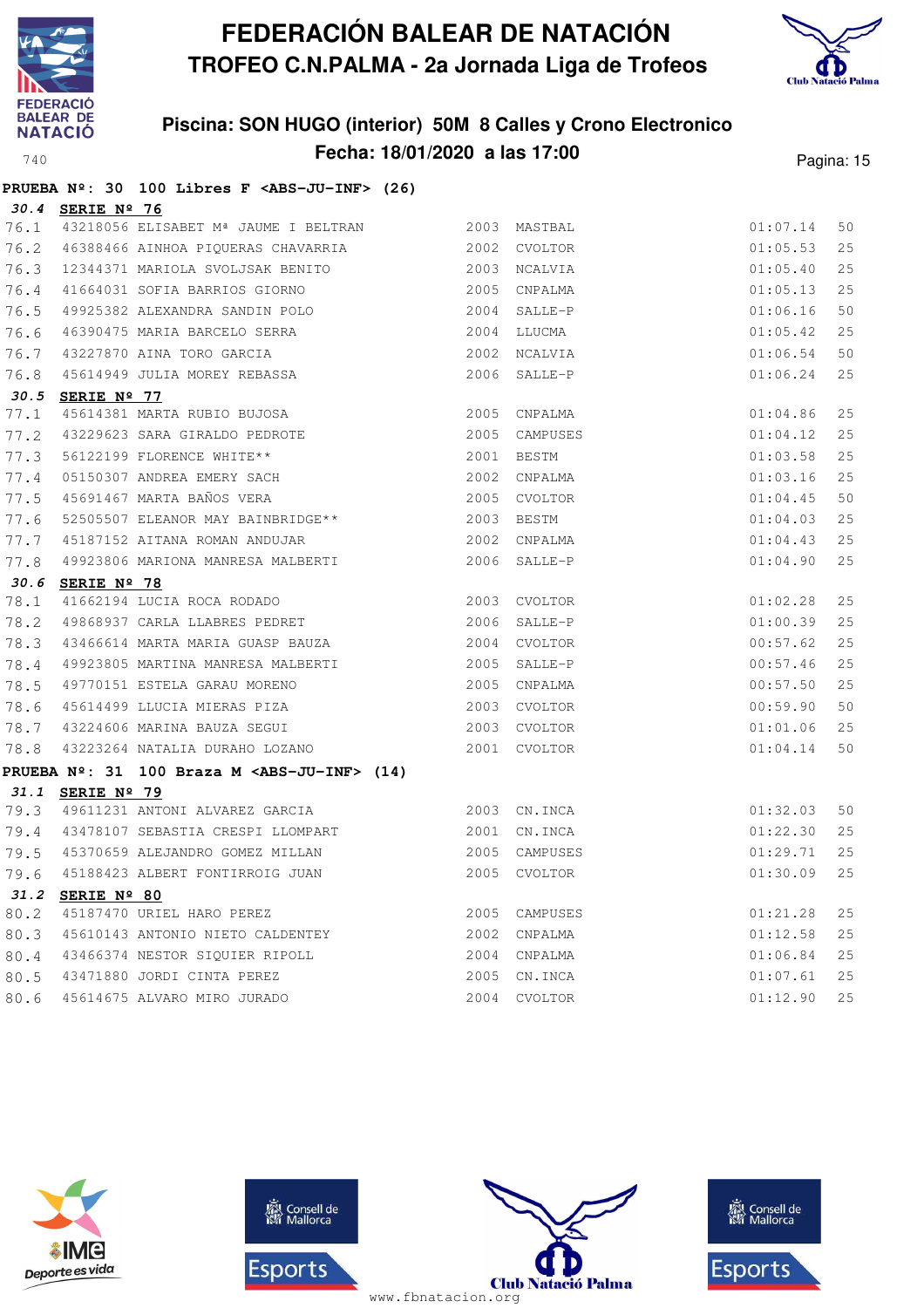# FEDERACIÓN BALEAR DE NATACIÓN

## TROFEO C.N.PALMA - 2a Jornada Liga de Trofeos

### Piscina: SON HUGO (interior) 50M 8 Calles y Crono Electronico

### Fecha: 18/01/2020 a las 17:00

**PRUEBA Nº: 30 100 Libres F <ABS-JU-INF> (26)**

**30.4 SERIE Nº 76**

| | | | | | | |
|---|---|---|---|---|---|---|
| 76.1 | 43218056 | ELISABET Mª JAUME I BELTRAN | 2003 | MASTBAL | 01:07.14 | 50 |
| 76.2 | 46388466 | AINHOA PIQUERAS CHAVARRIA | 2002 | CVOLTOR | 01:05.53 | 25 |
| 76.3 | 12344371 | MARIOLA SVOLJSAK BENITO | 2003 | NCALVIA | 01:05.40 | 25 |
| 76.4 | 41664031 | SOFIA BARRIOS GIORNO | 2005 | CNPALMA | 01:05.13 | 25 |
| 76.5 | 49925382 | ALEXANDRA SANDIN POLO | 2004 | SALLE-P | 01:06.16 | 50 |
| 76.6 | 46390475 | MARIA BARCELO SERRA | 2004 | LLUCMA | 01:05.42 | 25 |
| 76.7 | 43227870 | AINA TORO GARCIA | 2002 | NCALVIA | 01:06.54 | 50 |
| 76.8 | 45614949 | JULIA MOREY REBASSA | 2006 | SALLE-P | 01:06.24 | 25 |

**30.5 SERIE Nº 77**

| | | | | | | |
|---|---|---|---|---|---|---|
| 77.1 | 45614381 | MARTA RUBIO BUJOSA | 2005 | CNPALMA | 01:04.86 | 25 |
| 77.2 | 43229623 | SARA GIRALDO PEDROTE | 2005 | CAMPUSES | 01:04.12 | 25 |
| 77.3 | 56122199 | FLORENCE WHITE** | 2001 | BESTM | 01:03.58 | 25 |
| 77.4 | 05150307 | ANDREA EMERY SACH | 2002 | CNPALMA | 01:03.16 | 25 |
| 77.5 | 45691467 | MARTA BAÑOS VERA | 2005 | CVOLTOR | 01:04.45 | 50 |
| 77.6 | 52505507 | ELEANOR MAY BAINBRIDGE** | 2003 | BESTM | 01:04.03 | 25 |
| 77.7 | 45187152 | AITANA ROMAN ANDUJAR | 2002 | CNPALMA | 01:04.43 | 25 |
| 77.8 | 49923806 | MARIONA MANRESA MALBERTI | 2006 | SALLE-P | 01:04.90 | 25 |

**30.6 SERIE Nº 78**

| | | | | | | |
|---|---|---|---|---|---|---|
| 78.1 | 41662194 | LUCIA ROCA RODADO | 2003 | CVOLTOR | 01:02.28 | 25 |
| 78.2 | 49868937 | CARLA LLABRES PEDRET | 2006 | SALLE-P | 01:00.39 | 25 |
| 78.3 | 43466614 | MARTA MARIA GUASP BAUZA | 2004 | CVOLTOR | 00:57.62 | 25 |
| 78.4 | 49923805 | MARTINA MANRESA MALBERTI | 2005 | SALLE-P | 00:57.46 | 25 |
| 78.5 | 49770151 | ESTELA GARAU MORENO | 2005 | CNPALMA | 00:57.50 | 25 |
| 78.6 | 45614499 | LLUCIA MIERAS PIZA | 2003 | CVOLTOR | 00:59.90 | 50 |
| 78.7 | 43224606 | MARINA BAUZA SEGUI | 2003 | CVOLTOR | 01:01.06 | 25 |
| 78.8 | 43223264 | NATALIA DURAHO LOZANO | 2001 | CVOLTOR | 01:04.14 | 50 |

**PRUEBA Nº: 31 100 Braza M <ABS-JU-INF> (14)**

**31.1 SERIE Nº 79**

| | | | | | | |
|---|---|---|---|---|---|---|
| 79.3 | 49611231 | ANTONI ALVAREZ GARCIA | 2003 | CN.INCA | 01:32.03 | 50 |
| 79.4 | 43478107 | SEBASTIA CRESPI LLOMPART | 2001 | CN.INCA | 01:22.30 | 25 |
| 79.5 | 45370659 | ALEJANDRO GOMEZ MILLAN | 2005 | CAMPUSES | 01:29.71 | 25 |
| 79.6 | 45188423 | ALBERT FONTIRROIG JUAN | 2005 | CVOLTOR | 01:30.09 | 25 |

**31.2 SERIE Nº 80**

| | | | | | | |
|---|---|---|---|---|---|---|
| 80.2 | 45187470 | URIEL HARO PEREZ | 2005 | CAMPUSES | 01:21.28 | 25 |
| 80.3 | 45610143 | ANTONIO NIETO CALDENTEY | 2002 | CNPALMA | 01:12.58 | 25 |
| 80.4 | 43466374 | NESTOR SIQUIER RIPOLL | 2004 | CNPALMA | 01:06.84 | 25 |
| 80.5 | 43471880 | JORDI CINTA PEREZ | 2005 | CN.INCA | 01:07.61 | 25 |
| 80.6 | 45614675 | ALVARO MIRO JURADO | 2004 | CVOLTOR | 01:12.90 | 25 |

www.fbnatacion.org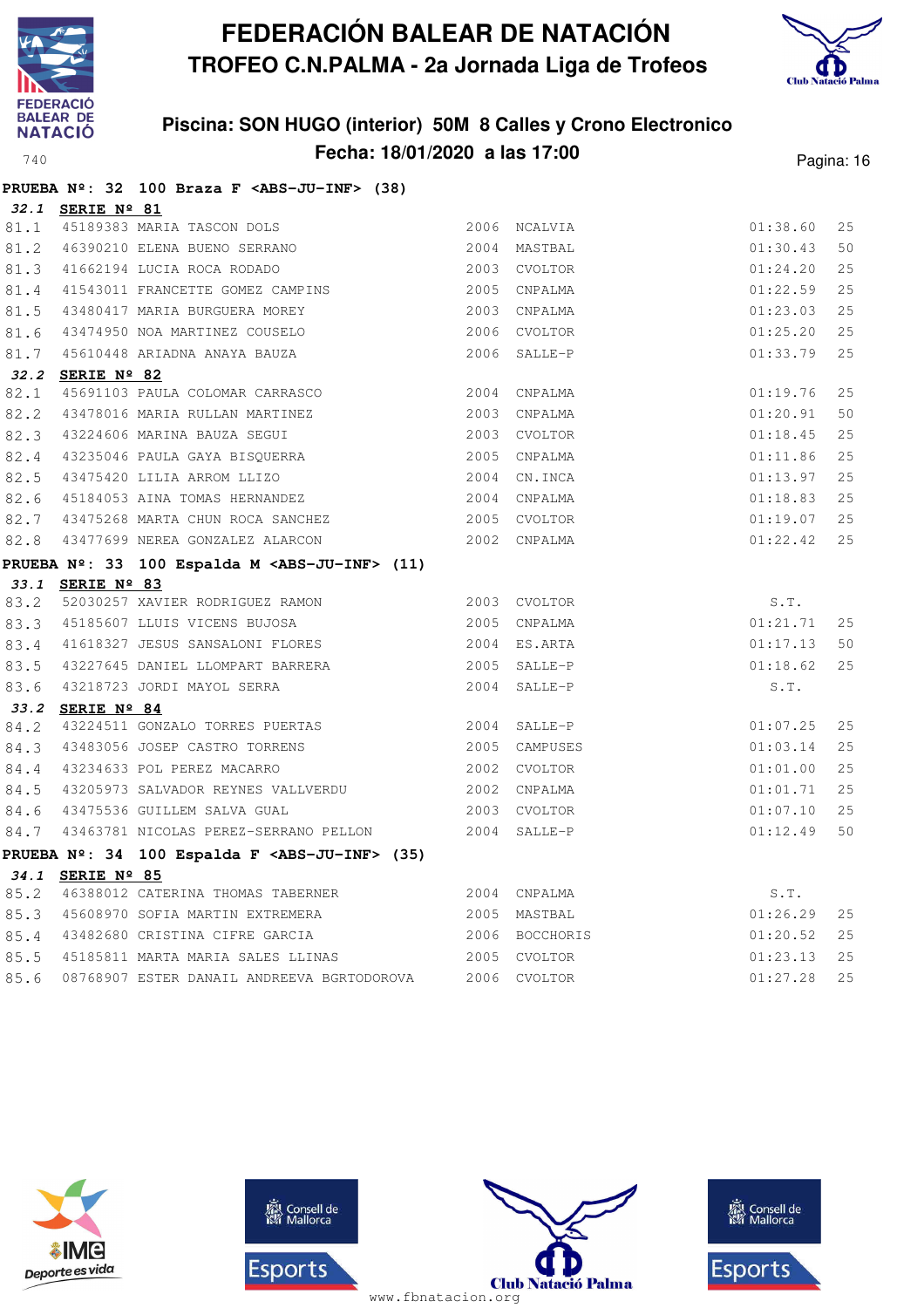# FEDERACIÓN BALEAR DE NATACIÓN

## TROFEO C.N.PALMA - 2a Jornada Liga de Trofeos

### Piscina: SON HUGO (interior) 50M 8 Calles y Crono Electronico

### Fecha: 18/01/2020 a las 17:00

740

**PRUEBA Nº: 32 100 Braza F <ABS-JU-INF> (38)**

**32.1 SERIE Nº 81**

| | | | | | | |
|---|---|---|---|---|---|---|
| 81.1 | 45189383 | MARIA TASCON DOLS | 2006 | NCALVIA | 01:38.60 | 25 |
| 81.2 | 46390210 | ELENA BUENO SERRANO | 2004 | MASTBAL | 01:30.43 | 50 |
| 81.3 | 41662194 | LUCIA ROCA RODADO | 2003 | CVOLTOR | 01:24.20 | 25 |
| 81.4 | 41543011 | FRANCETTE GOMEZ CAMPINS | 2005 | CNPALMA | 01:22.59 | 25 |
| 81.5 | 43480417 | MARIA BURGUERA MOREY | 2003 | CNPALMA | 01:23.03 | 25 |
| 81.6 | 43474950 | NOA MARTINEZ COUSELO | 2006 | CVOLTOR | 01:25.20 | 25 |
| 81.7 | 45610448 | ARIADNA ANAYA BAUZA | 2006 | SALLE-P | 01:33.79 | 25 |

**32.2 SERIE Nº 82**

| | | | | | | |
|---|---|---|---|---|---|---|
| 82.1 | 45691103 | PAULA COLOMAR CARRASCO | 2004 | CNPALMA | 01:19.76 | 25 |
| 82.2 | 43478016 | MARIA RULLAN MARTINEZ | 2003 | CNPALMA | 01:20.91 | 50 |
| 82.3 | 43224606 | MARINA BAUZA SEGUI | 2003 | CVOLTOR | 01:18.45 | 25 |
| 82.4 | 43235046 | PAULA GAYA BISQUERRA | 2005 | CNPALMA | 01:11.86 | 25 |
| 82.5 | 43475420 | LILIA ARROM LLIZO | 2004 | CN.INCA | 01:13.97 | 25 |
| 82.6 | 45184053 | AINA TOMAS HERNANDEZ | 2004 | CNPALMA | 01:18.83 | 25 |
| 82.7 | 43475268 | MARTA CHUN ROCA SANCHEZ | 2005 | CVOLTOR | 01:19.07 | 25 |
| 82.8 | 43477699 | NEREA GONZALEZ ALARCON | 2002 | CNPALMA | 01:22.42 | 25 |

**PRUEBA Nº: 33 100 Espalda M <ABS-JU-INF> (11)**

**33.1 SERIE Nº 83**

| | | | | | | |
|---|---|---|---|---|---|---|
| 83.2 | 52030257 | XAVIER RODRIGUEZ RAMON | 2003 | CVOLTOR | S.T. | |
| 83.3 | 45185607 | LLUIS VICENS BUJOSA | 2005 | CNPALMA | 01:21.71 | 25 |
| 83.4 | 41618327 | JESUS SANSALONI FLORES | 2004 | ES.ARTA | 01:17.13 | 50 |
| 83.5 | 43227645 | DANIEL LLOMPART BARRERA | 2005 | SALLE-P | 01:18.62 | 25 |
| 83.6 | 43218723 | JORDI MAYOL SERRA | 2004 | SALLE-P | S.T. | |

**33.2 SERIE Nº 84**

| | | | | | | |
|---|---|---|---|---|---|---|
| 84.2 | 43224511 | GONZALO TORRES PUERTAS | 2004 | SALLE-P | 01:07.25 | 25 |
| 84.3 | 43483056 | JOSEP CASTRO TORRENS | 2005 | CAMPUSES | 01:03.14 | 25 |
| 84.4 | 43234633 | POL PEREZ MACARRO | 2002 | CVOLTOR | 01:01.00 | 25 |
| 84.5 | 43205973 | SALVADOR REYNES VALLVERDU | 2002 | CNPALMA | 01:01.71 | 25 |
| 84.6 | 43475536 | GUILLEM SALVA GUAL | 2003 | CVOLTOR | 01:07.10 | 25 |
| 84.7 | 43463781 | NICOLAS PEREZ-SERRANO PELLON | 2004 | SALLE-P | 01:12.49 | 50 |

**PRUEBA Nº: 34 100 Espalda F <ABS-JU-INF> (35)**

**34.1 SERIE Nº 85**

| | | | | | | |
|---|---|---|---|---|---|---|
| 85.2 | 46388012 | CATERINA THOMAS TABERNER | 2004 | CNPALMA | S.T. | |
| 85.3 | 45608970 | SOFIA MARTIN EXTREMERA | 2005 | MASTBAL | 01:26.29 | 25 |
| 85.4 | 43482680 | CRISTINA CIFRE GARCIA | 2006 | BOCCHORIS | 01:20.52 | 25 |
| 85.5 | 45185811 | MARTA MARIA SALES LLINAS | 2005 | CVOLTOR | 01:23.13 | 25 |
| 85.6 | 08768907 | ESTER DANAIL ANDREEVA BGRTODOROVA | 2006 | CVOLTOR | 01:27.28 | 25 |

www.fbnatacion.org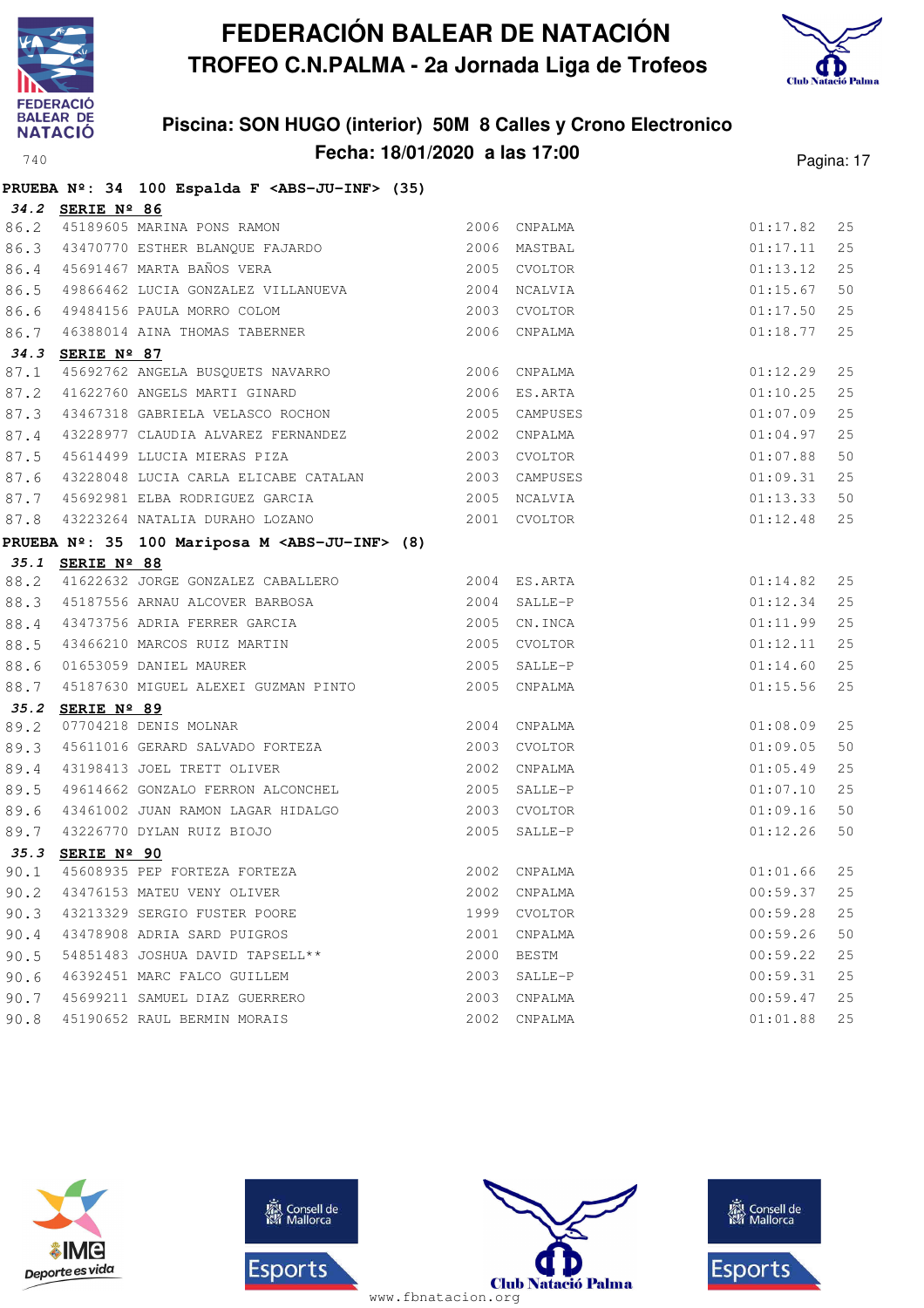# FEDERACIÓN BALEAR DE NATACIÓN
## TROFEO C.N.PALMA - 2a Jornada Liga de Trofeos

### Piscina: SON HUGO (interior) 50M 8 Calles y Crono Electronico
### Fecha: 18/01/2020 a las 17:00

740

**PRUEBA Nº: 34 100 Espalda F <ABS-JU-INF> (35)**

***34.2* SERIE Nº 86**

| | | | | | | |
|---|---|---|---|---|---|---|
| 86.2 | 45189605 | MARINA PONS RAMON | 2006 | CNPALMA | 01:17.82 | 25 |
| 86.3 | 43470770 | ESTHER BLANQUE FAJARDO | 2006 | MASTBAL | 01:17.11 | 25 |
| 86.4 | 45691467 | MARTA BAÑOS VERA | 2005 | CVOLTOR | 01:13.12 | 25 |
| 86.5 | 49866462 | LUCIA GONZALEZ VILLANUEVA | 2004 | NCALVIA | 01:15.67 | 50 |
| 86.6 | 49484156 | PAULA MORRO COLOM | 2003 | CVOLTOR | 01:17.50 | 25 |
| 86.7 | 46388014 | AINA THOMAS TABERNER | 2006 | CNPALMA | 01:18.77 | 25 |

***34.3* SERIE Nº 87**

| | | | | | | |
|---|---|---|---|---|---|---|
| 87.1 | 45692762 | ANGELA BUSQUETS NAVARRO | 2006 | CNPALMA | 01:12.29 | 25 |
| 87.2 | 41622760 | ANGELS MARTI GINARD | 2006 | ES.ARTA | 01:10.25 | 25 |
| 87.3 | 43467318 | GABRIELA VELASCO ROCHON | 2005 | CAMPUSES | 01:07.09 | 25 |
| 87.4 | 43228977 | CLAUDIA ALVAREZ FERNANDEZ | 2002 | CNPALMA | 01:04.97 | 25 |
| 87.5 | 45614499 | LLUCIA MIERAS PIZA | 2003 | CVOLTOR | 01:07.88 | 50 |
| 87.6 | 43228048 | LUCIA CARLA ELICABE CATALAN | 2003 | CAMPUSES | 01:09.31 | 25 |
| 87.7 | 45692981 | ELBA RODRIGUEZ GARCIA | 2005 | NCALVIA | 01:13.33 | 50 |
| 87.8 | 43223264 | NATALIA DURAHO LOZANO | 2001 | CVOLTOR | 01:12.48 | 25 |

**PRUEBA Nº: 35 100 Mariposa M <ABS-JU-INF> (8)**

***35.1* SERIE Nº 88**

| | | | | | | |
|---|---|---|---|---|---|---|
| 88.2 | 41622632 | JORGE GONZALEZ CABALLERO | 2004 | ES.ARTA | 01:14.82 | 25 |
| 88.3 | 45187556 | ARNAU ALCOVER BARBOSA | 2004 | SALLE-P | 01:12.34 | 25 |
| 88.4 | 43473756 | ADRIA FERRER GARCIA | 2005 | CN.INCA | 01:11.99 | 25 |
| 88.5 | 43466210 | MARCOS RUIZ MARTIN | 2005 | CVOLTOR | 01:12.11 | 25 |
| 88.6 | 01653059 | DANIEL MAURER | 2005 | SALLE-P | 01:14.60 | 25 |
| 88.7 | 45187630 | MIGUEL ALEXEI GUZMAN PINTO | 2005 | CNPALMA | 01:15.56 | 25 |

***35.2* SERIE Nº 89**

| | | | | | | |
|---|---|---|---|---|---|---|
| 89.2 | 07704218 | DENIS MOLNAR | 2004 | CNPALMA | 01:08.09 | 25 |
| 89.3 | 45611016 | GERARD SALVADO FORTEZA | 2003 | CVOLTOR | 01:09.05 | 50 |
| 89.4 | 43198413 | JOEL TRETT OLIVER | 2002 | CNPALMA | 01:05.49 | 25 |
| 89.5 | 49614662 | GONZALO FERRON ALCONCHEL | 2005 | SALLE-P | 01:07.10 | 25 |
| 89.6 | 43461002 | JUAN RAMON LAGAR HIDALGO | 2003 | CVOLTOR | 01:09.16 | 50 |
| 89.7 | 43226770 | DYLAN RUIZ BIOJO | 2005 | SALLE-P | 01:12.26 | 50 |

***35.3* SERIE Nº 90**

| | | | | | | |
|---|---|---|---|---|---|---|
| 90.1 | 45608935 | PEP FORTEZA FORTEZA | 2002 | CNPALMA | 01:01.66 | 25 |
| 90.2 | 43476153 | MATEU VENY OLIVER | 2002 | CNPALMA | 00:59.37 | 25 |
| 90.3 | 43213329 | SERGIO FUSTER POORE | 1999 | CVOLTOR | 00:59.28 | 25 |
| 90.4 | 43478908 | ADRIA SARD PUIGROS | 2001 | CNPALMA | 00:59.26 | 50 |
| 90.5 | 54851483 | JOSHUA DAVID TAPSELL** | 2000 | BESTM | 00:59.22 | 25 |
| 90.6 | 46392451 | MARC FALCO GUILLEM | 2003 | SALLE-P | 00:59.31 | 25 |
| 90.7 | 45699211 | SAMUEL DIAZ GUERRERO | 2003 | CNPALMA | 00:59.47 | 25 |
| 90.8 | 45190652 | RAUL BERMIN MORAIS | 2002 | CNPALMA | 01:01.88 | 25 |

www.fbnatacion.org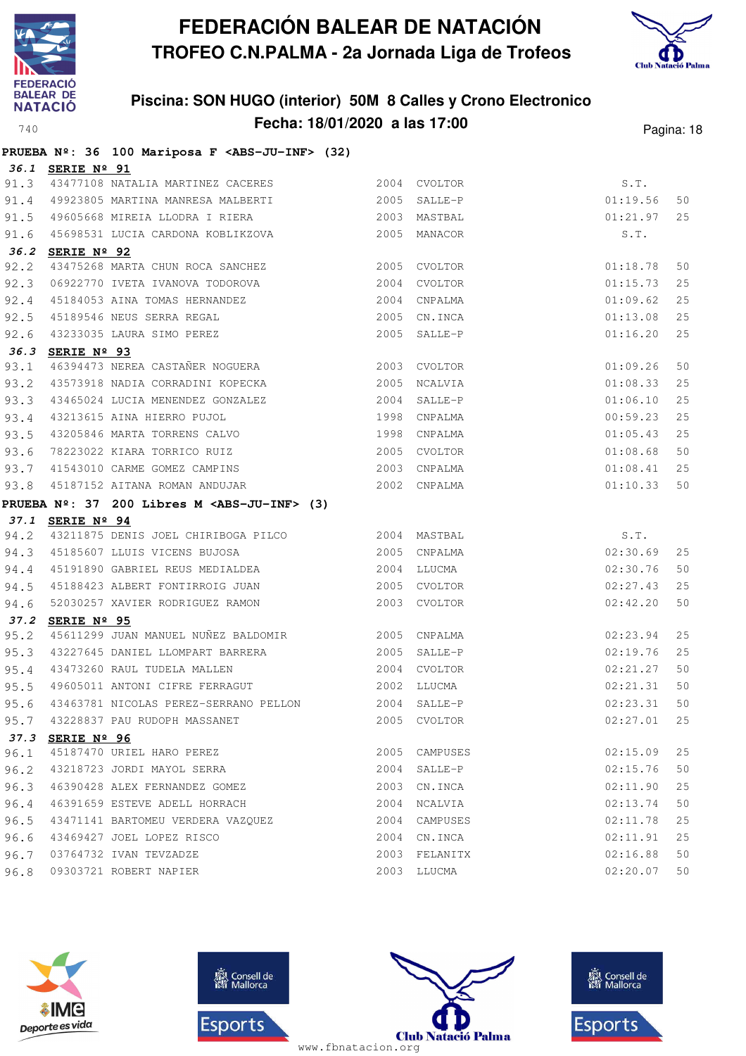# FEDERACIÓN BALEAR DE NATACIÓN

## TROFEO C.N.PALMA - 2a Jornada Liga de Trofeos

### Piscina: SON HUGO (interior) 50M 8 Calles y Crono Electronico

### Fecha: 18/01/2020 a las 17:00

**PRUEBA Nº: 36 100 Mariposa F <ABS-JU-INF> (32)**

**36.1 SERIE Nº 91**

| | | | | | | |
|---|---|---|---|---|---|---|
| 91.3 | 43477108 | NATALIA MARTINEZ CACERES | 2004 | CVOLTOR | S.T. | |
| 91.4 | 49923805 | MARTINA MANRESA MALBERTI | 2005 | SALLE-P | 01:19.56 | 50 |
| 91.5 | 49605668 | MIREIA LLODRA I RIERA | 2003 | MASTBAL | 01:21.97 | 25 |
| 91.6 | 45698531 | LUCIA CARDONA KOBLIKZOVA | 2005 | MANACOR | S.T. | |

**36.2 SERIE Nº 92**

| | | | | | | |
|---|---|---|---|---|---|---|
| 92.2 | 43475268 | MARTA CHUN ROCA SANCHEZ | 2005 | CVOLTOR | 01:18.78 | 50 |
| 92.3 | 06922770 | IVETA IVANOVA TODOROVA | 2004 | CVOLTOR | 01:15.73 | 25 |
| 92.4 | 45184053 | AINA TOMAS HERNANDEZ | 2004 | CNPALMA | 01:09.62 | 25 |
| 92.5 | 45189546 | NEUS SERRA REGAL | 2005 | CN.INCA | 01:13.08 | 25 |
| 92.6 | 43233035 | LAURA SIMO PEREZ | 2005 | SALLE-P | 01:16.20 | 25 |

**36.3 SERIE Nº 93**

| | | | | | | |
|---|---|---|---|---|---|---|
| 93.1 | 46394473 | NEREA CASTAÑER NOGUERA | 2003 | CVOLTOR | 01:09.26 | 50 |
| 93.2 | 43573918 | NADIA CORRADINI KOPECKA | 2005 | NCALVIA | 01:08.33 | 25 |
| 93.3 | 43465024 | LUCIA MENENDEZ GONZALEZ | 2004 | SALLE-P | 01:06.10 | 25 |
| 93.4 | 43213615 | AINA HIERRO PUJOL | 1998 | CNPALMA | 00:59.23 | 25 |
| 93.5 | 43205846 | MARTA TORRENS CALVO | 1998 | CNPALMA | 01:05.43 | 25 |
| 93.6 | 78223022 | KIARA TORRICO RUIZ | 2005 | CVOLTOR | 01:08.68 | 50 |
| 93.7 | 41543010 | CARME GOMEZ CAMPINS | 2003 | CNPALMA | 01:08.41 | 25 |
| 93.8 | 45187152 | AITANA ROMAN ANDUJAR | 2002 | CNPALMA | 01:10.33 | 50 |

**PRUEBA Nº: 37 200 Libres M <ABS-JU-INF> (3)**

**37.1 SERIE Nº 94**

| | | | | | | |
|---|---|---|---|---|---|---|
| 94.2 | 43211875 | DENIS JOEL CHIRIBOGA PILCO | 2004 | MASTBAL | S.T. | |
| 94.3 | 45185607 | LLUIS VICENS BUJOSA | 2005 | CNPALMA | 02:30.69 | 25 |
| 94.4 | 45191890 | GABRIEL REUS MEDIALDEA | 2004 | LLUCMA | 02:30.76 | 50 |
| 94.5 | 45188423 | ALBERT FONTIRROIG JUAN | 2005 | CVOLTOR | 02:27.43 | 25 |
| 94.6 | 52030257 | XAVIER RODRIGUEZ RAMON | 2003 | CVOLTOR | 02:42.20 | 50 |

**37.2 SERIE Nº 95**

| | | | | | | |
|---|---|---|---|---|---|---|
| 95.2 | 45611299 | JUAN MANUEL NUÑEZ BALDOMIR | 2005 | CNPALMA | 02:23.94 | 25 |
| 95.3 | 43227645 | DANIEL LLOMPART BARRERA | 2005 | SALLE-P | 02:19.76 | 25 |
| 95.4 | 43473260 | RAUL TUDELA MALLEN | 2004 | CVOLTOR | 02:21.27 | 50 |
| 95.5 | 49605011 | ANTONI CIFRE FERRAGUT | 2002 | LLUCMA | 02:21.31 | 50 |
| 95.6 | 43463781 | NICOLAS PEREZ-SERRANO PELLON | 2004 | SALLE-P | 02:23.31 | 50 |
| 95.7 | 43228837 | PAU RUDOPH MASSANET | 2005 | CVOLTOR | 02:27.01 | 25 |

**37.3 SERIE Nº 96**

| | | | | | | |
|---|---|---|---|---|---|---|
| 96.1 | 45187470 | URIEL HARO PEREZ | 2005 | CAMPUSES | 02:15.09 | 25 |
| 96.2 | 43218723 | JORDI MAYOL SERRA | 2004 | SALLE-P | 02:15.76 | 50 |
| 96.3 | 46390428 | ALEX FERNANDEZ GOMEZ | 2003 | CN.INCA | 02:11.90 | 25 |
| 96.4 | 46391659 | ESTEVE ADELL HORRACH | 2004 | NCALVIA | 02:13.74 | 50 |
| 96.5 | 43471141 | BARTOMEU VERDERA VAZQUEZ | 2004 | CAMPUSES | 02:11.78 | 25 |
| 96.6 | 43469427 | JOEL LOPEZ RISCO | 2004 | CN.INCA | 02:11.91 | 25 |
| 96.7 | 03764732 | IVAN TEVZADZE | 2003 | FELANITX | 02:16.88 | 50 |
| 96.8 | 09303721 | ROBERT NAPIER | 2003 | LLUCMA | 02:20.07 | 50 |

www.fbnatacion.org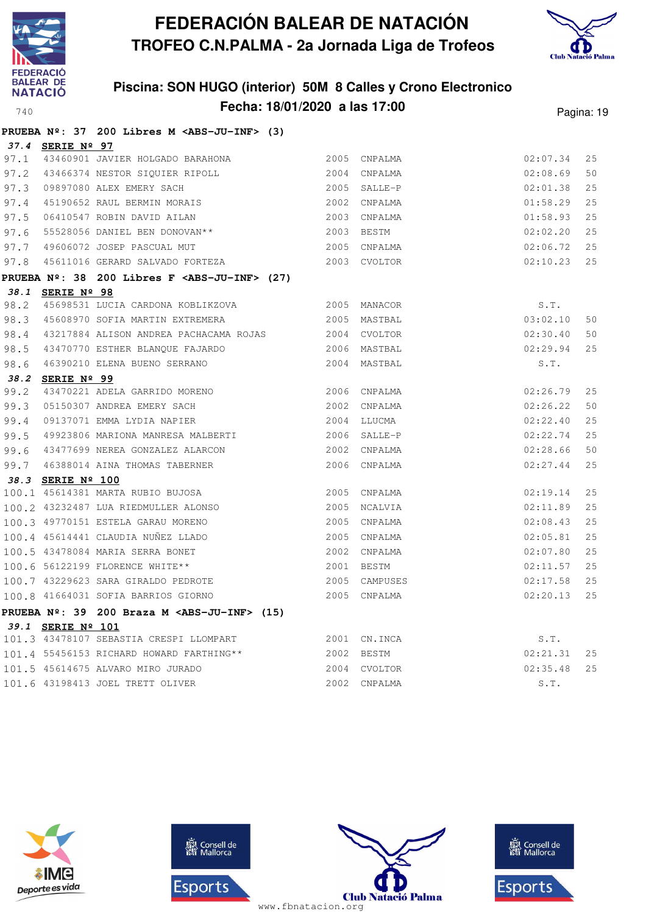# FEDERACIÓN BALEAR DE NATACIÓN

## TROFEO C.N.PALMA - 2a Jornada Liga de Trofeos

### Piscina: SON HUGO (interior) 50M 8 Calles y Crono Electronico

### Fecha: 18/01/2020 a las 17:00

**PRUEBA Nº: 37 200 Libres M <ABS-JU-INF> (3)**

***37.4*** **SERIE Nº 97**

| | | | | | | |
|---|---|---|---|---|---|---|
| 97.1 | 43460901 | JAVIER HOLGADO BARAHONA | 2005 | CNPALMA | 02:07.34 | 25 |
| 97.2 | 43466374 | NESTOR SIQUIER RIPOLL | 2004 | CNPALMA | 02:08.69 | 50 |
| 97.3 | 09897080 | ALEX EMERY SACH | 2005 | SALLE-P | 02:01.38 | 25 |
| 97.4 | 45190652 | RAUL BERMIN MORAIS | 2002 | CNPALMA | 01:58.29 | 25 |
| 97.5 | 06410547 | ROBIN DAVID AILAN | 2003 | CNPALMA | 01:58.93 | 25 |
| 97.6 | 55528056 | DANIEL BEN DONOVAN** | 2003 | BESTM | 02:02.20 | 25 |
| 97.7 | 49606072 | JOSEP PASCUAL MUT | 2005 | CNPALMA | 02:06.72 | 25 |
| 97.8 | 45611016 | GERARD SALVADO FORTEZA | 2003 | CVOLTOR | 02:10.23 | 25 |

**PRUEBA Nº: 38 200 Libres F <ABS-JU-INF> (27)**

***38.1*** **SERIE Nº 98**

| | | | | | | |
|---|---|---|---|---|---|---|
| 98.2 | 45698531 | LUCIA CARDONA KOBLIKZOVA | 2005 | MANACOR | S.T. | |
| 98.3 | 45608970 | SOFIA MARTIN EXTREMERA | 2005 | MASTBAL | 03:02.10 | 50 |
| 98.4 | 43217884 | ALISON ANDREA PACHACAMA ROJAS | 2004 | CVOLTOR | 02:30.40 | 50 |
| 98.5 | 43470770 | ESTHER BLANQUE FAJARDO | 2006 | MASTBAL | 02:29.94 | 25 |
| 98.6 | 46390210 | ELENA BUENO SERRANO | 2004 | MASTBAL | S.T. | |

***38.2*** **SERIE Nº 99**

| | | | | | | |
|---|---|---|---|---|---|---|
| 99.2 | 43470221 | ADELA GARRIDO MORENO | 2006 | CNPALMA | 02:26.79 | 25 |
| 99.3 | 05150307 | ANDREA EMERY SACH | 2002 | CNPALMA | 02:26.22 | 50 |
| 99.4 | 09137071 | EMMA LYDIA NAPIER | 2004 | LLUCMA | 02:22.40 | 25 |
| 99.5 | 49923806 | MARIONA MANRESA MALBERTI | 2006 | SALLE-P | 02:22.74 | 25 |
| 99.6 | 43477699 | NEREA GONZALEZ ALARCON | 2002 | CNPALMA | 02:28.66 | 50 |
| 99.7 | 46388014 | AINA THOMAS TABERNER | 2006 | CNPALMA | 02:27.44 | 25 |

***38.3*** **SERIE Nº 100**

| | | | | | | |
|---|---|---|---|---|---|---|
| 100.1 | 45614381 | MARTA RUBIO BUJOSA | 2005 | CNPALMA | 02:19.14 | 25 |
| 100.2 | 43232487 | LUA RIEDMULLER ALONSO | 2005 | NCALVIA | 02:11.89 | 25 |
| 100.3 | 49770151 | ESTELA GARAU MORENO | 2005 | CNPALMA | 02:08.43 | 25 |
| 100.4 | 45614441 | CLAUDIA NUÑEZ LLADO | 2005 | CNPALMA | 02:05.81 | 25 |
| 100.5 | 43478084 | MARIA SERRA BONET | 2002 | CNPALMA | 02:07.80 | 25 |
| 100.6 | 56122199 | FLORENCE WHITE** | 2001 | BESTM | 02:11.57 | 25 |
| 100.7 | 43229623 | SARA GIRALDO PEDROTE | 2005 | CAMPUSES | 02:17.58 | 25 |
| 100.8 | 41664031 | SOFIA BARRIOS GIORNO | 2005 | CNPALMA | 02:20.13 | 25 |

**PRUEBA Nº: 39 200 Braza M <ABS-JU-INF> (15)**

***39.1*** **SERIE Nº 101**

| | | | | | | |
|---|---|---|---|---|---|---|
| 101.3 | 43478107 | SEBASTIA CRESPI LLOMPART | 2001 | CN.INCA | S.T. | |
| 101.4 | 55456153 | RICHARD HOWARD FARTHING** | 2002 | BESTM | 02:21.31 | 25 |
| 101.5 | 45614675 | ALVARO MIRO JURADO | 2004 | CVOLTOR | 02:35.48 | 25 |
| 101.6 | 43198413 | JOEL TRETT OLIVER | 2002 | CNPALMA | S.T. | |

www.fbnatacion.org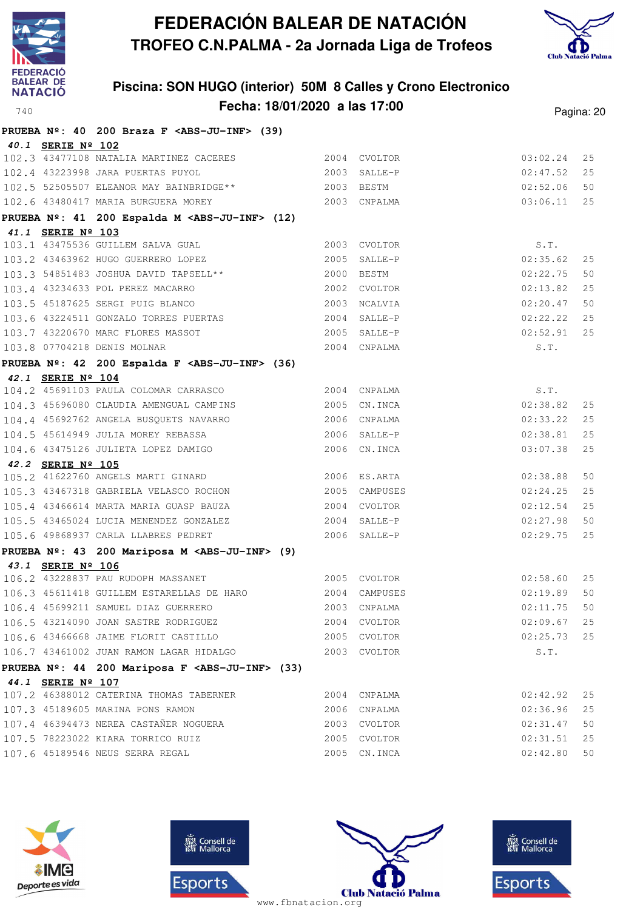# FEDERACIÓN BALEAR DE NATACIÓN

## TROFEO C.N.PALMA - 2a Jornada Liga de Trofeos

### Piscina: SON HUGO (interior) 50M 8 Calles y Crono Electronico

### Fecha: 18/01/2020 a las 17:00

**PRUEBA Nº: 40 200 Braza F <ABS-JU-INF> (39)**

***40.1*** **SERIE Nº 102**

| | | | | | | |
|---|---|---|---|---|---|---|
| 102.3 | 43477108 | NATALIA MARTINEZ CACERES | 2004 | CVOLTOR | 03:02.24 | 25 |
| 102.4 | 43223998 | JARA PUERTAS PUYOL | 2003 | SALLE-P | 02:47.52 | 25 |
| 102.5 | 52505507 | ELEANOR MAY BAINBRIDGE** | 2003 | BESTM | 02:52.06 | 50 |
| 102.6 | 43480417 | MARIA BURGUERA MOREY | 2003 | CNPALMA | 03:06.11 | 25 |

**PRUEBA Nº: 41 200 Espalda M <ABS-JU-INF> (12)**

***41.1*** **SERIE Nº 103**

| | | | | | | |
|---|---|---|---|---|---|---|
| 103.1 | 43475536 | GUILLEM SALVA GUAL | 2003 | CVOLTOR | S.T. | |
| 103.2 | 43463962 | HUGO GUERRERO LOPEZ | 2005 | SALLE-P | 02:35.62 | 25 |
| 103.3 | 54851483 | JOSHUA DAVID TAPSELL** | 2000 | BESTM | 02:22.75 | 50 |
| 103.4 | 43234633 | POL PEREZ MACARRO | 2002 | CVOLTOR | 02:13.82 | 25 |
| 103.5 | 45187625 | SERGI PUIG BLANCO | 2003 | NCALVIA | 02:20.47 | 50 |
| 103.6 | 43224511 | GONZALO TORRES PUERTAS | 2004 | SALLE-P | 02:22.22 | 25 |
| 103.7 | 43220670 | MARC FLORES MASSOT | 2005 | SALLE-P | 02:52.91 | 25 |
| 103.8 | 07704218 | DENIS MOLNAR | 2004 | CNPALMA | S.T. | |

**PRUEBA Nº: 42 200 Espalda F <ABS-JU-INF> (36)**

***42.1*** **SERIE Nº 104**

| | | | | | | |
|---|---|---|---|---|---|---|
| 104.2 | 45691103 | PAULA COLOMAR CARRASCO | 2004 | CNPALMA | S.T. | |
| 104.3 | 45696080 | CLAUDIA AMENGUAL CAMPINS | 2005 | CN.INCA | 02:38.82 | 25 |
| 104.4 | 45692762 | ANGELA BUSQUETS NAVARRO | 2006 | CNPALMA | 02:33.22 | 25 |
| 104.5 | 45614949 | JULIA MOREY REBASSA | 2006 | SALLE-P | 02:38.81 | 25 |
| 104.6 | 43475126 | JULIETA LOPEZ DAMIGO | 2006 | CN.INCA | 03:07.38 | 25 |

***42.2*** **SERIE Nº 105**

| | | | | | | |
|---|---|---|---|---|---|---|
| 105.2 | 41622760 | ANGELS MARTI GINARD | 2006 | ES.ARTA | 02:38.88 | 50 |
| 105.3 | 43467318 | GABRIELA VELASCO ROCHON | 2005 | CAMPUSES | 02:24.25 | 25 |
| 105.4 | 43466614 | MARTA MARIA GUASP BAUZA | 2004 | CVOLTOR | 02:12.54 | 25 |
| 105.5 | 43465024 | LUCIA MENENDEZ GONZALEZ | 2004 | SALLE-P | 02:27.98 | 50 |
| 105.6 | 49868937 | CARLA LLABRES PEDRET | 2006 | SALLE-P | 02:29.75 | 25 |

**PRUEBA Nº: 43 200 Mariposa M <ABS-JU-INF> (9)**

***43.1*** **SERIE Nº 106**

| | | | | | | |
|---|---|---|---|---|---|---|
| 106.2 | 43228837 | PAU RUDOPH MASSANET | 2005 | CVOLTOR | 02:58.60 | 25 |
| 106.3 | 45611418 | GUILLEM ESTARELLAS DE HARO | 2004 | CAMPUSES | 02:19.89 | 50 |
| 106.4 | 45699211 | SAMUEL DIAZ GUERRERO | 2003 | CNPALMA | 02:11.75 | 50 |
| 106.5 | 43214090 | JOAN SASTRE RODRIGUEZ | 2004 | CVOLTOR | 02:09.67 | 25 |
| 106.6 | 43466668 | JAIME FLORIT CASTILLO | 2005 | CVOLTOR | 02:25.73 | 25 |
| 106.7 | 43461002 | JUAN RAMON LAGAR HIDALGO | 2003 | CVOLTOR | S.T. | |

**PRUEBA Nº: 44 200 Mariposa F <ABS-JU-INF> (33)**

***44.1*** **SERIE Nº 107**

| | | | | | | |
|---|---|---|---|---|---|---|
| 107.2 | 46388012 | CATERINA THOMAS TABERNER | 2004 | CNPALMA | 02:42.92 | 25 |
| 107.3 | 45189605 | MARINA PONS RAMON | 2006 | CNPALMA | 02:36.96 | 25 |
| 107.4 | 46394473 | NEREA CASTAÑER NOGUERA | 2003 | CVOLTOR | 02:31.47 | 50 |
| 107.5 | 78223022 | KIARA TORRICO RUIZ | 2005 | CVOLTOR | 02:31.51 | 25 |
| 107.6 | 45189546 | NEUS SERRA REGAL | 2005 | CN.INCA | 02:42.80 | 50 |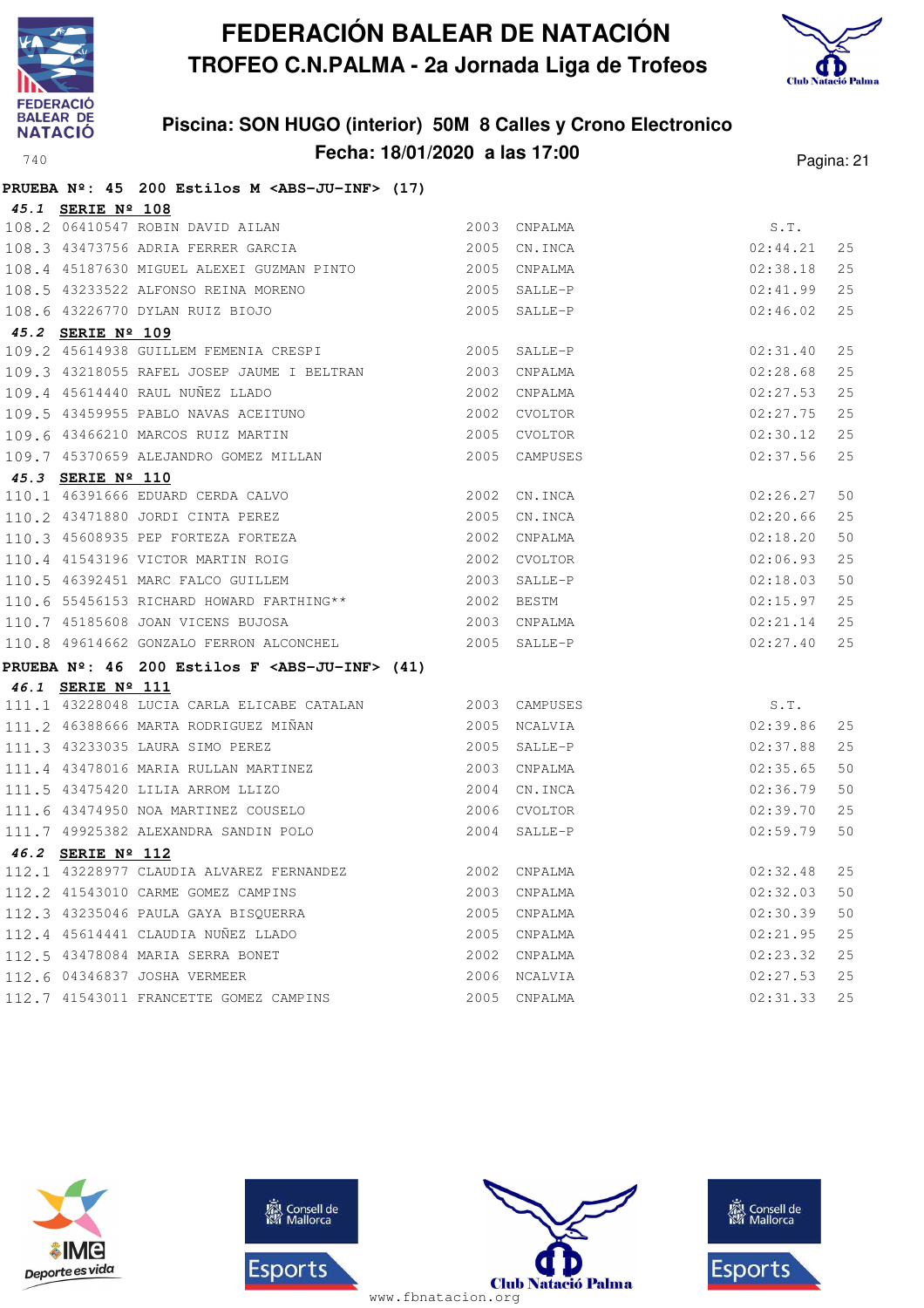# FEDERACIÓN BALEAR DE NATACIÓN

## TROFEO C.N.PALMA - 2a Jornada Liga de Trofeos

### Piscina: SON HUGO (interior) 50M 8 Calles y Crono Electronico

### Fecha: 18/01/2020 a las 17:00

740

**PRUEBA Nº: 45 200 Estilos M <ABS-JU-INF> (17)**

**45.1 SERIE Nº 108**

| | | | | | | |
|---|---|---|---|---|---|---|
| 108.2 | 06410547 | ROBIN DAVID AILAN | 2003 | CNPALMA | S.T. | |
| 108.3 | 43473756 | ADRIA FERRER GARCIA | 2005 | CN.INCA | 02:44.21 | 25 |
| 108.4 | 45187630 | MIGUEL ALEXEI GUZMAN PINTO | 2005 | CNPALMA | 02:38.18 | 25 |
| 108.5 | 43233522 | ALFONSO REINA MORENO | 2005 | SALLE-P | 02:41.99 | 25 |
| 108.6 | 43226770 | DYLAN RUIZ BIOJO | 2005 | SALLE-P | 02:46.02 | 25 |

**45.2 SERIE Nº 109**

| | | | | | | |
|---|---|---|---|---|---|---|
| 109.2 | 45614938 | GUILLEM FEMENIA CRESPI | 2005 | SALLE-P | 02:31.40 | 25 |
| 109.3 | 43218055 | RAFEL JOSEP JAUME I BELTRAN | 2003 | CNPALMA | 02:28.68 | 25 |
| 109.4 | 45614440 | RAUL NUÑEZ LLADO | 2002 | CNPALMA | 02:27.53 | 25 |
| 109.5 | 43459955 | PABLO NAVAS ACEITUNO | 2002 | CVOLTOR | 02:27.75 | 25 |
| 109.6 | 43466210 | MARCOS RUIZ MARTIN | 2005 | CVOLTOR | 02:30.12 | 25 |
| 109.7 | 45370659 | ALEJANDRO GOMEZ MILLAN | 2005 | CAMPUSES | 02:37.56 | 25 |

**45.3 SERIE Nº 110**

| | | | | | | |
|---|---|---|---|---|---|---|
| 110.1 | 46391666 | EDUARD CERDA CALVO | 2002 | CN.INCA | 02:26.27 | 50 |
| 110.2 | 43471880 | JORDI CINTA PEREZ | 2005 | CN.INCA | 02:20.66 | 25 |
| 110.3 | 45608935 | PEP FORTEZA FORTEZA | 2002 | CNPALMA | 02:18.20 | 50 |
| 110.4 | 41543196 | VICTOR MARTIN ROIG | 2002 | CVOLTOR | 02:06.93 | 25 |
| 110.5 | 46392451 | MARC FALCO GUILLEM | 2003 | SALLE-P | 02:18.03 | 50 |
| 110.6 | 55456153 | RICHARD HOWARD FARTHING** | 2002 | BESTM | 02:15.97 | 25 |
| 110.7 | 45185608 | JOAN VICENS BUJOSA | 2003 | CNPALMA | 02:21.14 | 25 |
| 110.8 | 49614662 | GONZALO FERRON ALCONCHEL | 2005 | SALLE-P | 02:27.40 | 25 |

**PRUEBA Nº: 46 200 Estilos F <ABS-JU-INF> (41)**

**46.1 SERIE Nº 111**

| | | | | | | |
|---|---|---|---|---|---|---|
| 111.1 | 43228048 | LUCIA CARLA ELICABE CATALAN | 2003 | CAMPUSES | S.T. | |
| 111.2 | 46388666 | MARTA RODRIGUEZ MIÑAN | 2005 | NCALVIA | 02:39.86 | 25 |
| 111.3 | 43233035 | LAURA SIMO PEREZ | 2005 | SALLE-P | 02:37.88 | 25 |
| 111.4 | 43478016 | MARIA RULLAN MARTINEZ | 2003 | CNPALMA | 02:35.65 | 50 |
| 111.5 | 43475420 | LILIA ARROM LLIZO | 2004 | CN.INCA | 02:36.79 | 50 |
| 111.6 | 43474950 | NOA MARTINEZ COUSELO | 2006 | CVOLTOR | 02:39.70 | 25 |
| 111.7 | 49925382 | ALEXANDRA SANDIN POLO | 2004 | SALLE-P | 02:59.79 | 50 |

**46.2 SERIE Nº 112**

| | | | | | | |
|---|---|---|---|---|---|---|
| 112.1 | 43228977 | CLAUDIA ALVAREZ FERNANDEZ | 2002 | CNPALMA | 02:32.48 | 25 |
| 112.2 | 41543010 | CARME GOMEZ CAMPINS | 2003 | CNPALMA | 02:32.03 | 50 |
| 112.3 | 43235046 | PAULA GAYA BISQUERRA | 2005 | CNPALMA | 02:30.39 | 50 |
| 112.4 | 45614441 | CLAUDIA NUÑEZ LLADO | 2005 | CNPALMA | 02:21.95 | 25 |
| 112.5 | 43478084 | MARIA SERRA BONET | 2002 | CNPALMA | 02:23.32 | 25 |
| 112.6 | 04346837 | JOSHA VERMEER | 2006 | NCALVIA | 02:27.53 | 25 |
| 112.7 | 41543011 | FRANCETTE GOMEZ CAMPINS | 2005 | CNPALMA | 02:31.33 | 25 |

www.fbnatacion.org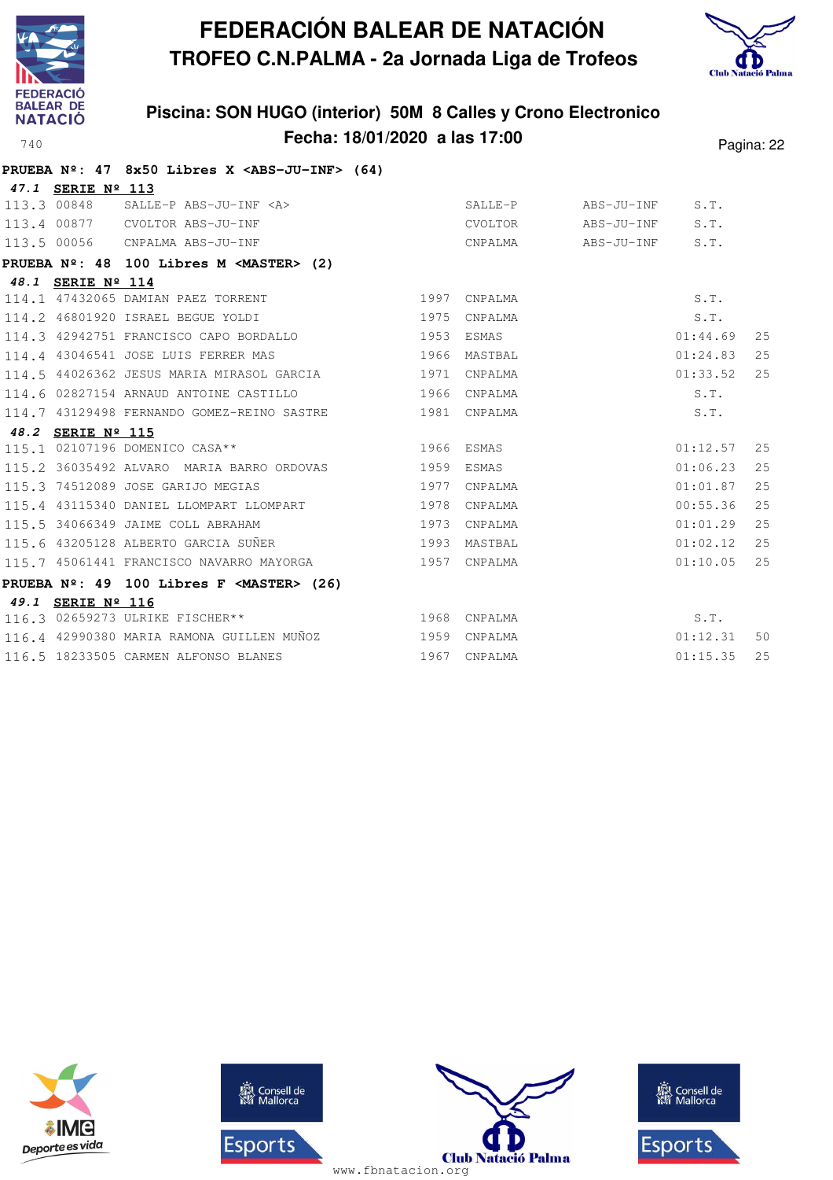# FEDERACIÓN BALEAR DE NATACIÓN

## TROFEO C.N.PALMA - 2a Jornada Liga de Trofeos

### Piscina: SON HUGO (interior) 50M 8 Calles y Crono Electronico

### Fecha: 18/01/2020 a las 17:00

**PRUEBA Nº: 47 8x50 Libres X <ABS-JU-INF> (64)**

***47.1*** **SERIE Nº 113**

| | | | | | | | |
|---|---|---|---|---|---|---|---|
| 113.3 | 00848 | SALLE-P ABS-JU-INF <A> | | SALLE-P | ABS-JU-INF | S.T. | |
| 113.4 | 00877 | CVOLTOR ABS-JU-INF | | CVOLTOR | ABS-JU-INF | S.T. | |
| 113.5 | 00056 | CNPALMA ABS-JU-INF | | CNPALMA | ABS-JU-INF | S.T. | |

**PRUEBA Nº: 48 100 Libres M <MASTER> (2)**

***48.1*** **SERIE Nº 114**

| | | | | | | |
|---|---|---|---|---|---|---|
| 114.1 | 47432065 | DAMIAN PAEZ TORRENT | 1997 | CNPALMA | S.T. | |
| 114.2 | 46801920 | ISRAEL BEGUE YOLDI | 1975 | CNPALMA | S.T. | |
| 114.3 | 42942751 | FRANCISCO CAPO BORDALLO | 1953 | ESMAS | 01:44.69 | 25 |
| 114.4 | 43046541 | JOSE LUIS FERRER MAS | 1966 | MASTBAL | 01:24.83 | 25 |
| 114.5 | 44026362 | JESUS MARIA MIRASOL GARCIA | 1971 | CNPALMA | 01:33.52 | 25 |
| 114.6 | 02827154 | ARNAUD ANTOINE CASTILLO | 1966 | CNPALMA | S.T. | |
| 114.7 | 43129498 | FERNANDO GOMEZ-REINO SASTRE | 1981 | CNPALMA | S.T. | |

***48.2*** **SERIE Nº 115**

| | | | | | | |
|---|---|---|---|---|---|---|
| 115.1 | 02107196 | DOMENICO CASA** | 1966 | ESMAS | 01:12.57 | 25 |
| 115.2 | 36035492 | ALVARO MARIA BARRO ORDOVAS | 1959 | ESMAS | 01:06.23 | 25 |
| 115.3 | 74512089 | JOSE GARIJO MEGIAS | 1977 | CNPALMA | 01:01.87 | 25 |
| 115.4 | 43115340 | DANIEL LLOMPART LLOMPART | 1978 | CNPALMA | 00:55.36 | 25 |
| 115.5 | 34066349 | JAIME COLL ABRAHAM | 1973 | CNPALMA | 01:01.29 | 25 |
| 115.6 | 43205128 | ALBERTO GARCIA SUÑER | 1993 | MASTBAL | 01:02.12 | 25 |
| 115.7 | 45061441 | FRANCISCO NAVARRO MAYORGA | 1957 | CNPALMA | 01:10.05 | 25 |

**PRUEBA Nº: 49 100 Libres F <MASTER> (26)**

***49.1*** **SERIE Nº 116**

| | | | | | | |
|---|---|---|---|---|---|---|
| 116.3 | 02659273 | ULRIKE FISCHER** | 1968 | CNPALMA | S.T. | |
| 116.4 | 42990380 | MARIA RAMONA GUILLEN MUÑOZ | 1959 | CNPALMA | 01:12.31 | 50 |
| 116.5 | 18233505 | CARMEN ALFONSO BLANES | 1967 | CNPALMA | 01:15.35 | 25 |